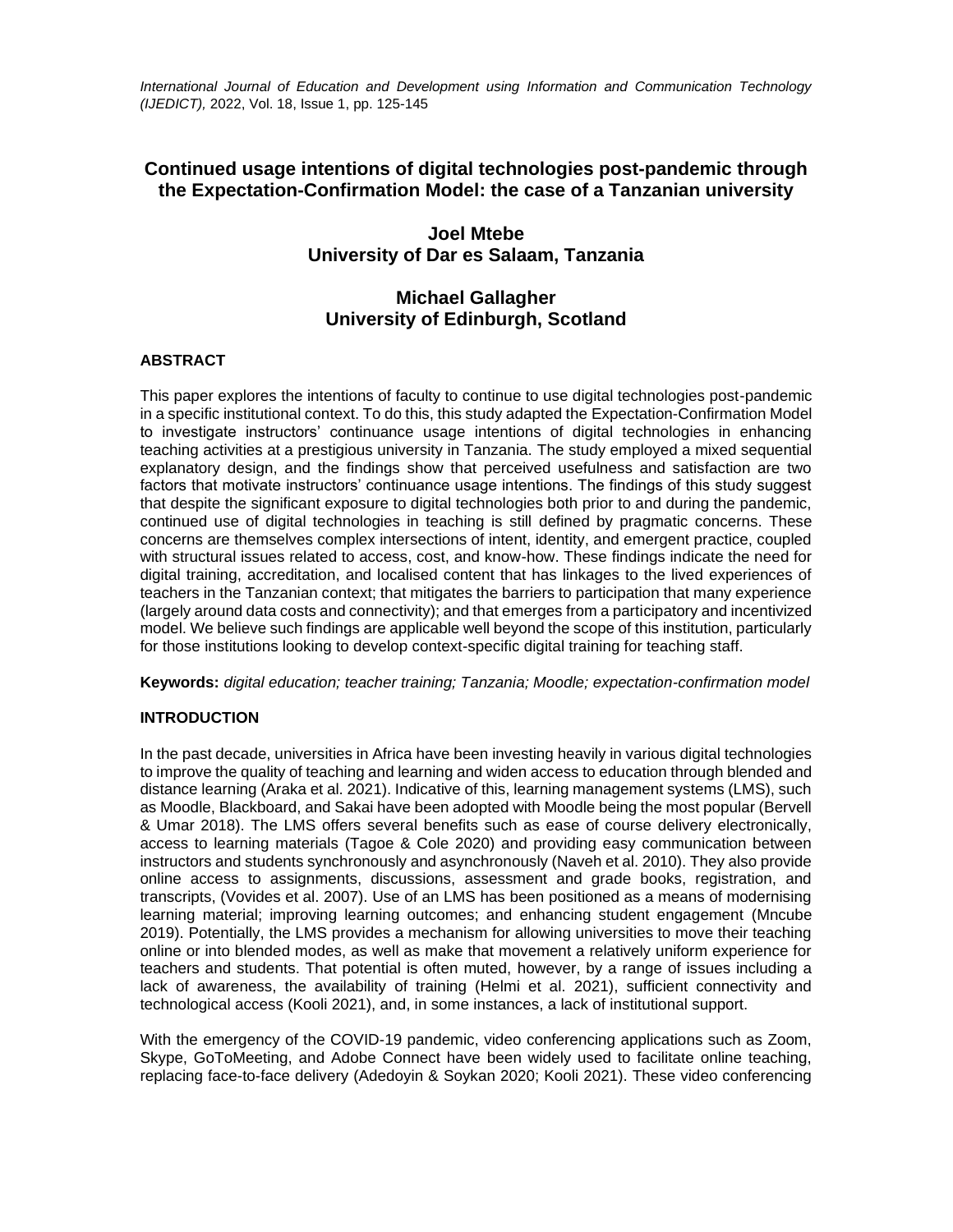# Continued usage intentions of digital technologies post-pandemic through the Expectation-Confirmation Model: the case of a Tanzanian university

**Joel Mtebe**
**University of Dar es Salaam, Tanzania**

**Michael Gallagher**
**University of Edinburgh, Scotland**

## ABSTRACT

This paper explores the intentions of faculty to continue to use digital technologies post-pandemic in a specific institutional context. To do this, this study adapted the Expectation-Confirmation Model to investigate instructors' continuance usage intentions of digital technologies in enhancing teaching activities at a prestigious university in Tanzania. The study employed a mixed sequential explanatory design, and the findings show that perceived usefulness and satisfaction are two factors that motivate instructors' continuance usage intentions. The findings of this study suggest that despite the significant exposure to digital technologies both prior to and during the pandemic, continued use of digital technologies in teaching is still defined by pragmatic concerns. These concerns are themselves complex intersections of intent, identity, and emergent practice, coupled with structural issues related to access, cost, and know-how. These findings indicate the need for digital training, accreditation, and localised content that has linkages to the lived experiences of teachers in the Tanzanian context; that mitigates the barriers to participation that many experience (largely around data costs and connectivity); and that emerges from a participatory and incentivized model. We believe such findings are applicable well beyond the scope of this institution, particularly for those institutions looking to develop context-specific digital training for teaching staff.

**Keywords:** *digital education; teacher training; Tanzania; Moodle; expectation-confirmation model*

## INTRODUCTION

In the past decade, universities in Africa have been investing heavily in various digital technologies to improve the quality of teaching and learning and widen access to education through blended and distance learning (Araka et al. 2021). Indicative of this, learning management systems (LMS), such as Moodle, Blackboard, and Sakai have been adopted with Moodle being the most popular (Bervell & Umar 2018). The LMS offers several benefits such as ease of course delivery electronically, access to learning materials (Tagoe & Cole 2020) and providing easy communication between instructors and students synchronously and asynchronously (Naveh et al. 2010). They also provide online access to assignments, discussions, assessment and grade books, registration, and transcripts, (Vovides et al. 2007). Use of an LMS has been positioned as a means of modernising learning material; improving learning outcomes; and enhancing student engagement (Mncube 2019). Potentially, the LMS provides a mechanism for allowing universities to move their teaching online or into blended modes, as well as make that movement a relatively uniform experience for teachers and students. That potential is often muted, however, by a range of issues including a lack of awareness, the availability of training (Helmi et al. 2021), sufficient connectivity and technological access (Kooli 2021), and, in some instances, a lack of institutional support.

With the emergency of the COVID-19 pandemic, video conferencing applications such as Zoom, Skype, GoToMeeting, and Adobe Connect have been widely used to facilitate online teaching, replacing face-to-face delivery (Adedoyin & Soykan 2020; Kooli 2021). These video conferencing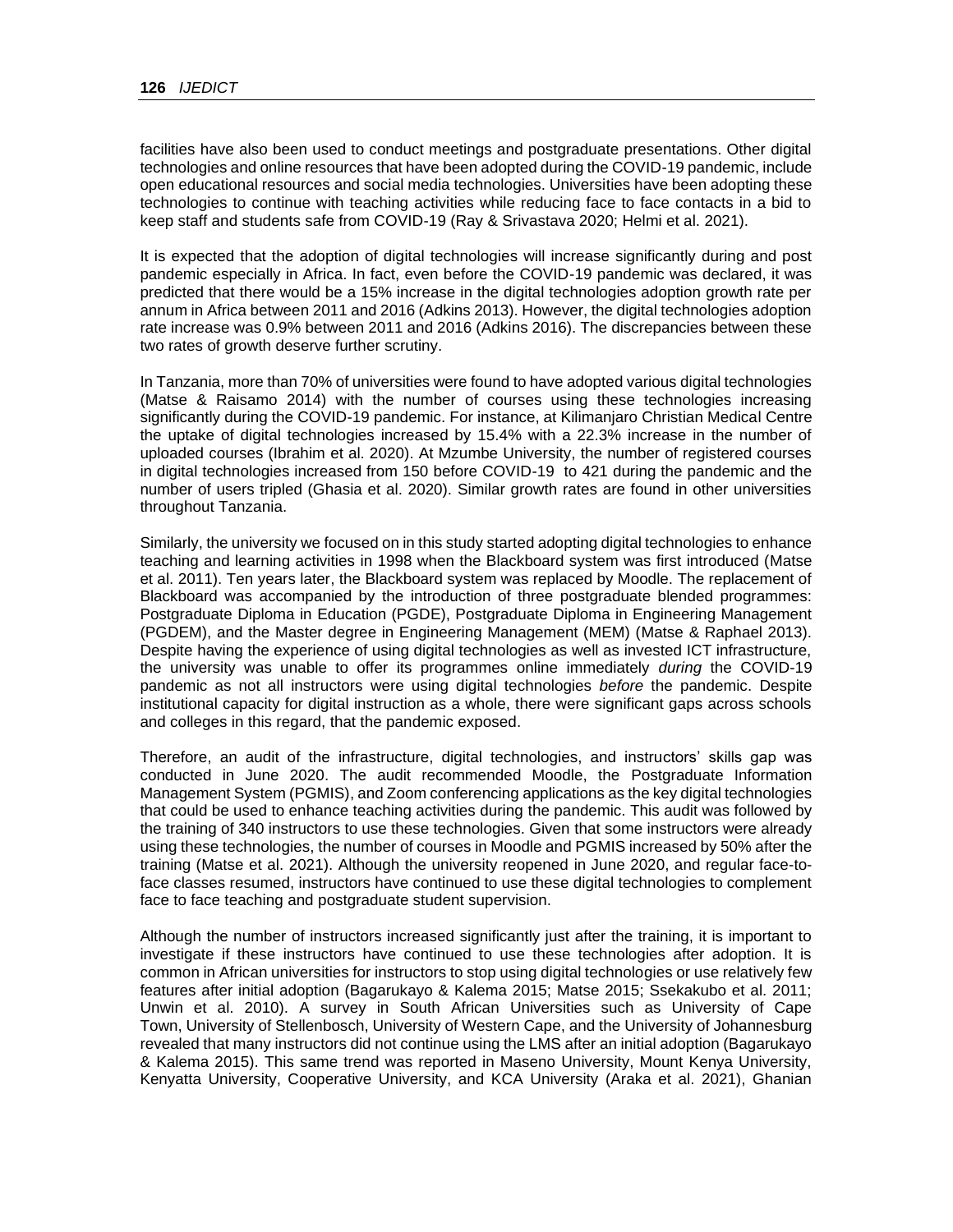facilities have also been used to conduct meetings and postgraduate presentations. Other digital technologies and online resources that have been adopted during the COVID-19 pandemic, include open educational resources and social media technologies. Universities have been adopting these technologies to continue with teaching activities while reducing face to face contacts in a bid to keep staff and students safe from COVID-19 (Ray & Srivastava 2020; Helmi et al. 2021).

It is expected that the adoption of digital technologies will increase significantly during and post pandemic especially in Africa. In fact, even before the COVID-19 pandemic was declared, it was predicted that there would be a 15% increase in the digital technologies adoption growth rate per annum in Africa between 2011 and 2016 (Adkins 2013). However, the digital technologies adoption rate increase was 0.9% between 2011 and 2016 (Adkins 2016). The discrepancies between these two rates of growth deserve further scrutiny.

In Tanzania, more than 70% of universities were found to have adopted various digital technologies (Matse & Raisamo 2014) with the number of courses using these technologies increasing significantly during the COVID-19 pandemic. For instance, at Kilimanjaro Christian Medical Centre the uptake of digital technologies increased by 15.4% with a 22.3% increase in the number of uploaded courses (Ibrahim et al. 2020). At Mzumbe University, the number of registered courses in digital technologies increased from 150 before COVID-19 to 421 during the pandemic and the number of users tripled (Ghasia et al. 2020). Similar growth rates are found in other universities throughout Tanzania.

Similarly, the university we focused on in this study started adopting digital technologies to enhance teaching and learning activities in 1998 when the Blackboard system was first introduced (Matse et al. 2011). Ten years later, the Blackboard system was replaced by Moodle. The replacement of Blackboard was accompanied by the introduction of three postgraduate blended programmes: Postgraduate Diploma in Education (PGDE), Postgraduate Diploma in Engineering Management (PGDEM), and the Master degree in Engineering Management (MEM) (Matse & Raphael 2013). Despite having the experience of using digital technologies as well as invested ICT infrastructure, the university was unable to offer its programmes online immediately *during* the COVID-19 pandemic as not all instructors were using digital technologies *before* the pandemic. Despite institutional capacity for digital instruction as a whole, there were significant gaps across schools and colleges in this regard, that the pandemic exposed.

Therefore, an audit of the infrastructure, digital technologies, and instructors' skills gap was conducted in June 2020. The audit recommended Moodle, the Postgraduate Information Management System (PGMIS), and Zoom conferencing applications as the key digital technologies that could be used to enhance teaching activities during the pandemic. This audit was followed by the training of 340 instructors to use these technologies. Given that some instructors were already using these technologies, the number of courses in Moodle and PGMIS increased by 50% after the training (Matse et al. 2021). Although the university reopened in June 2020, and regular face-to-face classes resumed, instructors have continued to use these digital technologies to complement face to face teaching and postgraduate student supervision.

Although the number of instructors increased significantly just after the training, it is important to investigate if these instructors have continued to use these technologies after adoption. It is common in African universities for instructors to stop using digital technologies or use relatively few features after initial adoption (Bagarukayo & Kalema 2015; Matse 2015; Ssekakubo et al. 2011; Unwin et al. 2010). A survey in South African Universities such as University of Cape Town, University of Stellenbosch, University of Western Cape, and the University of Johannesburg revealed that many instructors did not continue using the LMS after an initial adoption (Bagarukayo & Kalema 2015). This same trend was reported in Maseno University, Mount Kenya University, Kenyatta University, Cooperative University, and KCA University (Araka et al. 2021), Ghanian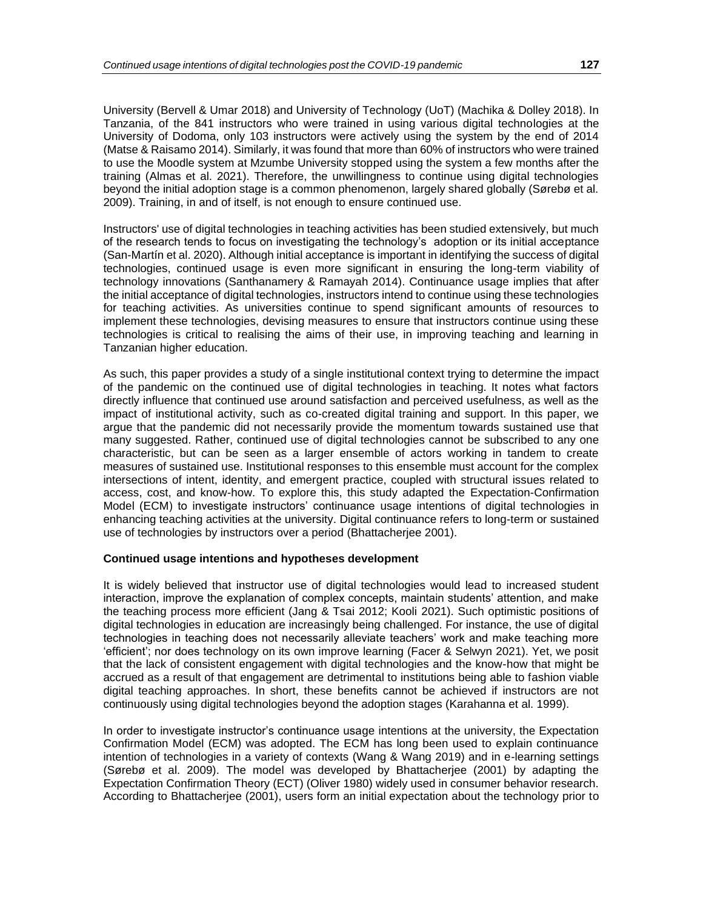University (Bervell & Umar 2018) and University of Technology (UoT) (Machika & Dolley 2018). In Tanzania, of the 841 instructors who were trained in using various digital technologies at the University of Dodoma, only 103 instructors were actively using the system by the end of 2014 (Matse & Raisamo 2014). Similarly, it was found that more than 60% of instructors who were trained to use the Moodle system at Mzumbe University stopped using the system a few months after the training (Almas et al. 2021). Therefore, the unwillingness to continue using digital technologies beyond the initial adoption stage is a common phenomenon, largely shared globally (Sørebø et al. 2009). Training, in and of itself, is not enough to ensure continued use.

Instructors' use of digital technologies in teaching activities has been studied extensively, but much of the research tends to focus on investigating the technology's adoption or its initial acceptance (San-Martín et al. 2020). Although initial acceptance is important in identifying the success of digital technologies, continued usage is even more significant in ensuring the long-term viability of technology innovations (Santhanamery & Ramayah 2014). Continuance usage implies that after the initial acceptance of digital technologies, instructors intend to continue using these technologies for teaching activities. As universities continue to spend significant amounts of resources to implement these technologies, devising measures to ensure that instructors continue using these technologies is critical to realising the aims of their use, in improving teaching and learning in Tanzanian higher education.

As such, this paper provides a study of a single institutional context trying to determine the impact of the pandemic on the continued use of digital technologies in teaching. It notes what factors directly influence that continued use around satisfaction and perceived usefulness, as well as the impact of institutional activity, such as co-created digital training and support. In this paper, we argue that the pandemic did not necessarily provide the momentum towards sustained use that many suggested. Rather, continued use of digital technologies cannot be subscribed to any one characteristic, but can be seen as a larger ensemble of actors working in tandem to create measures of sustained use. Institutional responses to this ensemble must account for the complex intersections of intent, identity, and emergent practice, coupled with structural issues related to access, cost, and know-how. To explore this, this study adapted the Expectation-Confirmation Model (ECM) to investigate instructors' continuance usage intentions of digital technologies in enhancing teaching activities at the university. Digital continuance refers to long-term or sustained use of technologies by instructors over a period (Bhattacherjee 2001).

**Continued usage intentions and hypotheses development**

It is widely believed that instructor use of digital technologies would lead to increased student interaction, improve the explanation of complex concepts, maintain students' attention, and make the teaching process more efficient (Jang & Tsai 2012; Kooli 2021). Such optimistic positions of digital technologies in education are increasingly being challenged. For instance, the use of digital technologies in teaching does not necessarily alleviate teachers' work and make teaching more 'efficient'; nor does technology on its own improve learning (Facer & Selwyn 2021). Yet, we posit that the lack of consistent engagement with digital technologies and the know-how that might be accrued as a result of that engagement are detrimental to institutions being able to fashion viable digital teaching approaches. In short, these benefits cannot be achieved if instructors are not continuously using digital technologies beyond the adoption stages (Karahanna et al. 1999).

In order to investigate instructor's continuance usage intentions at the university, the Expectation Confirmation Model (ECM) was adopted. The ECM has long been used to explain continuance intention of technologies in a variety of contexts (Wang & Wang 2019) and in e-learning settings (Sørebø et al. 2009). The model was developed by Bhattacherjee (2001) by adapting the Expectation Confirmation Theory (ECT) (Oliver 1980) widely used in consumer behavior research. According to Bhattacherjee (2001), users form an initial expectation about the technology prior to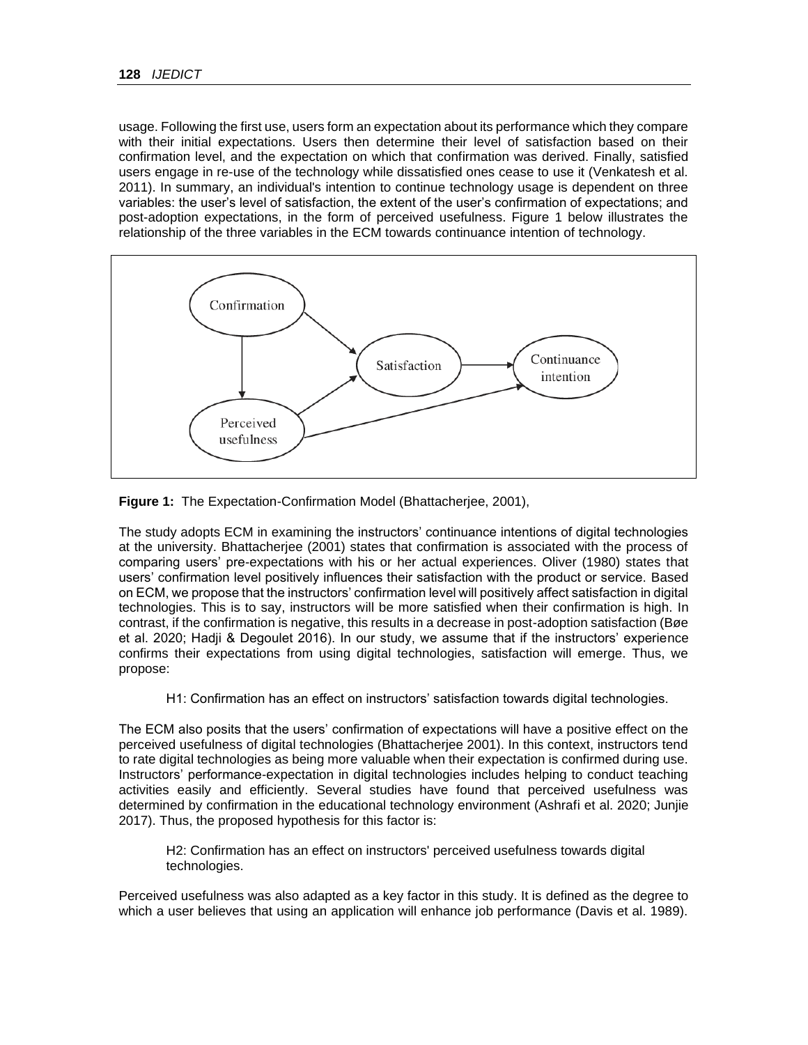usage. Following the first use, users form an expectation about its performance which they compare with their initial expectations. Users then determine their level of satisfaction based on their confirmation level, and the expectation on which that confirmation was derived. Finally, satisfied users engage in re-use of the technology while dissatisfied ones cease to use it (Venkatesh et al. 2011). In summary, an individual's intention to continue technology usage is dependent on three variables: the user's level of satisfaction, the extent of the user's confirmation of expectations; and post-adoption expectations, in the form of perceived usefulness. Figure 1 below illustrates the relationship of the three variables in the ECM towards continuance intention of technology.

**Figure 1:** The Expectation-Confirmation Model (Bhattacherjee, 2001),

The study adopts ECM in examining the instructors' continuance intentions of digital technologies at the university. Bhattacherjee (2001) states that confirmation is associated with the process of comparing users' pre-expectations with his or her actual experiences. Oliver (1980) states that users' confirmation level positively influences their satisfaction with the product or service. Based on ECM, we propose that the instructors' confirmation level will positively affect satisfaction in digital technologies. This is to say, instructors will be more satisfied when their confirmation is high. In contrast, if the confirmation is negative, this results in a decrease in post-adoption satisfaction (Bøe et al. 2020; Hadji & Degoulet 2016). In our study, we assume that if the instructors' experience confirms their expectations from using digital technologies, satisfaction will emerge. Thus, we propose:

> H1: Confirmation has an effect on instructors' satisfaction towards digital technologies.

The ECM also posits that the users' confirmation of expectations will have a positive effect on the perceived usefulness of digital technologies (Bhattacherjee 2001). In this context, instructors tend to rate digital technologies as being more valuable when their expectation is confirmed during use. Instructors' performance-expectation in digital technologies includes helping to conduct teaching activities easily and efficiently. Several studies have found that perceived usefulness was determined by confirmation in the educational technology environment (Ashrafi et al. 2020; Junjie 2017). Thus, the proposed hypothesis for this factor is:

> H2: Confirmation has an effect on instructors' perceived usefulness towards digital technologies.

Perceived usefulness was also adapted as a key factor in this study. It is defined as the degree to which a user believes that using an application will enhance job performance (Davis et al. 1989).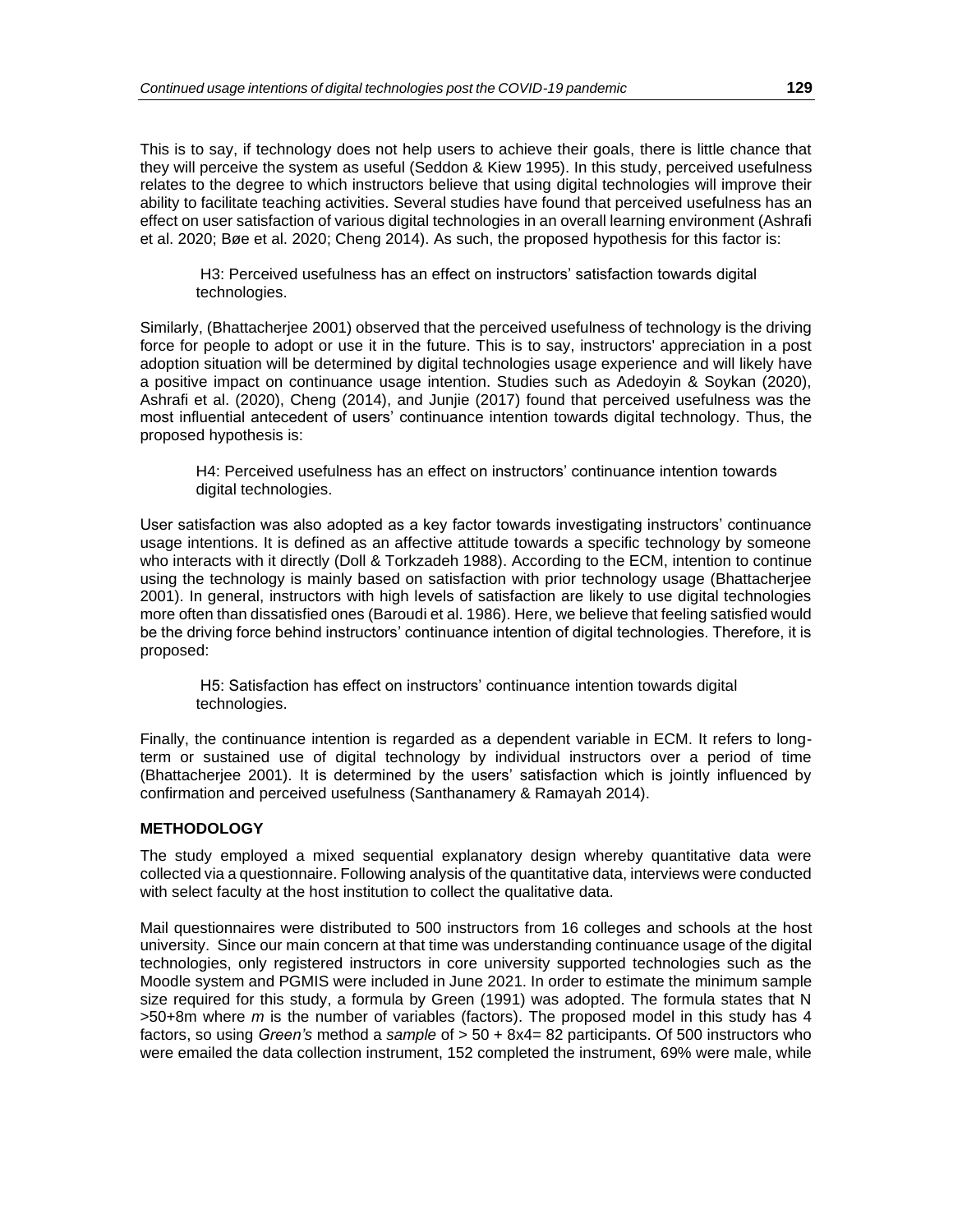This is to say, if technology does not help users to achieve their goals, there is little chance that they will perceive the system as useful (Seddon & Kiew 1995). In this study, perceived usefulness relates to the degree to which instructors believe that using digital technologies will improve their ability to facilitate teaching activities. Several studies have found that perceived usefulness has an effect on user satisfaction of various digital technologies in an overall learning environment (Ashrafi et al. 2020; Bøe et al. 2020; Cheng 2014). As such, the proposed hypothesis for this factor is:

> H3: Perceived usefulness has an effect on instructors' satisfaction towards digital technologies.

Similarly, (Bhattacherjee 2001) observed that the perceived usefulness of technology is the driving force for people to adopt or use it in the future. This is to say, instructors' appreciation in a post adoption situation will be determined by digital technologies usage experience and will likely have a positive impact on continuance usage intention. Studies such as Adedoyin & Soykan (2020), Ashrafi et al. (2020), Cheng (2014), and Junjie (2017) found that perceived usefulness was the most influential antecedent of users' continuance intention towards digital technology. Thus, the proposed hypothesis is:

> H4: Perceived usefulness has an effect on instructors' continuance intention towards digital technologies.

User satisfaction was also adopted as a key factor towards investigating instructors' continuance usage intentions. It is defined as an affective attitude towards a specific technology by someone who interacts with it directly (Doll & Torkzadeh 1988). According to the ECM, intention to continue using the technology is mainly based on satisfaction with prior technology usage (Bhattacherjee 2001). In general, instructors with high levels of satisfaction are likely to use digital technologies more often than dissatisfied ones (Baroudi et al. 1986). Here, we believe that feeling satisfied would be the driving force behind instructors' continuance intention of digital technologies. Therefore, it is proposed:

> H5: Satisfaction has effect on instructors' continuance intention towards digital technologies.

Finally, the continuance intention is regarded as a dependent variable in ECM. It refers to long-term or sustained use of digital technology by individual instructors over a period of time (Bhattacherjee 2001). It is determined by the users' satisfaction which is jointly influenced by confirmation and perceived usefulness (Santhanamery & Ramayah 2014).

## METHODOLOGY

The study employed a mixed sequential explanatory design whereby quantitative data were collected via a questionnaire. Following analysis of the quantitative data, interviews were conducted with select faculty at the host institution to collect the qualitative data.

Mail questionnaires were distributed to 500 instructors from 16 colleges and schools at the host university. Since our main concern at that time was understanding continuance usage of the digital technologies, only registered instructors in core university supported technologies such as the Moodle system and PGMIS were included in June 2021. In order to estimate the minimum sample size required for this study, a formula by Green (1991) was adopted. The formula states that N >50+8m where *m* is the number of variables (factors). The proposed model in this study has 4 factors, so using *Green's* method a *sample* of > 50 + 8x4= 82 participants. Of 500 instructors who were emailed the data collection instrument, 152 completed the instrument, 69% were male, while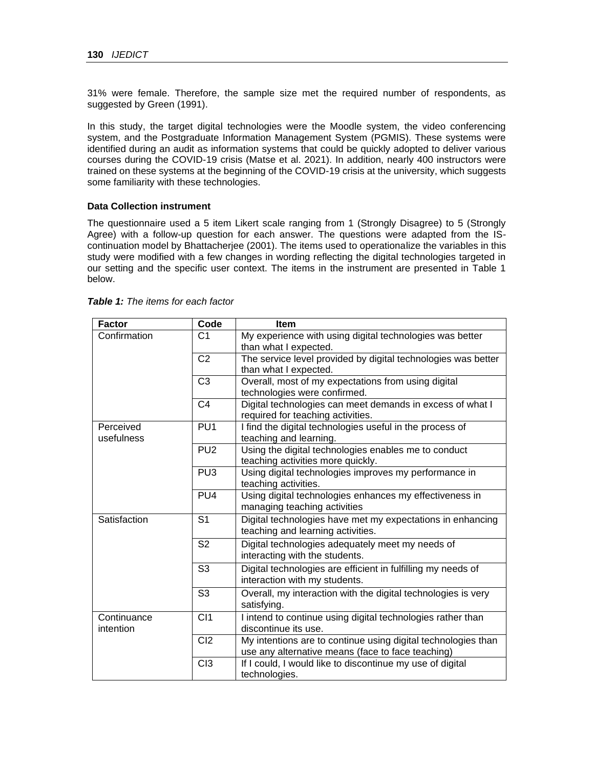31% were female. Therefore, the sample size met the required number of respondents, as suggested by Green (1991).

In this study, the target digital technologies were the Moodle system, the video conferencing system, and the Postgraduate Information Management System (PGMIS). These systems were identified during an audit as information systems that could be quickly adopted to deliver various courses during the COVID-19 crisis (Matse et al. 2021). In addition, nearly 400 instructors were trained on these systems at the beginning of the COVID-19 crisis at the university, which suggests some familiarity with these technologies.

### Data Collection instrument

The questionnaire used a 5 item Likert scale ranging from 1 (Strongly Disagree) to 5 (Strongly Agree) with a follow-up question for each answer. The questions were adapted from the IS-continuation model by Bhattacherjee (2001). The items used to operationalize the variables in this study were modified with a few changes in wording reflecting the digital technologies targeted in our setting and the specific user context. The items in the instrument are presented in Table 1 below.

***Table 1:*** *The items for each factor*

| Factor | Code | Item |
|---|---|---|
| Confirmation | C1 | My experience with using digital technologies was better than what I expected. |
| | C2 | The service level provided by digital technologies was better than what I expected. |
| | C3 | Overall, most of my expectations from using digital technologies were confirmed. |
| | C4 | Digital technologies can meet demands in excess of what I required for teaching activities. |
| Perceived usefulness | PU1 | I find the digital technologies useful in the process of teaching and learning. |
| | PU2 | Using the digital technologies enables me to conduct teaching activities more quickly. |
| | PU3 | Using digital technologies improves my performance in teaching activities. |
| | PU4 | Using digital technologies enhances my effectiveness in managing teaching activities |
| Satisfaction | S1 | Digital technologies have met my expectations in enhancing teaching and learning activities. |
| | S2 | Digital technologies adequately meet my needs of interacting with the students. |
| | S3 | Digital technologies are efficient in fulfilling my needs of interaction with my students. |
| | S3 | Overall, my interaction with the digital technologies is very satisfying. |
| Continuance intention | CI1 | I intend to continue using digital technologies rather than discontinue its use. |
| | CI2 | My intentions are to continue using digital technologies than use any alternative means (face to face teaching) |
| | CI3 | If I could, I would like to discontinue my use of digital technologies. |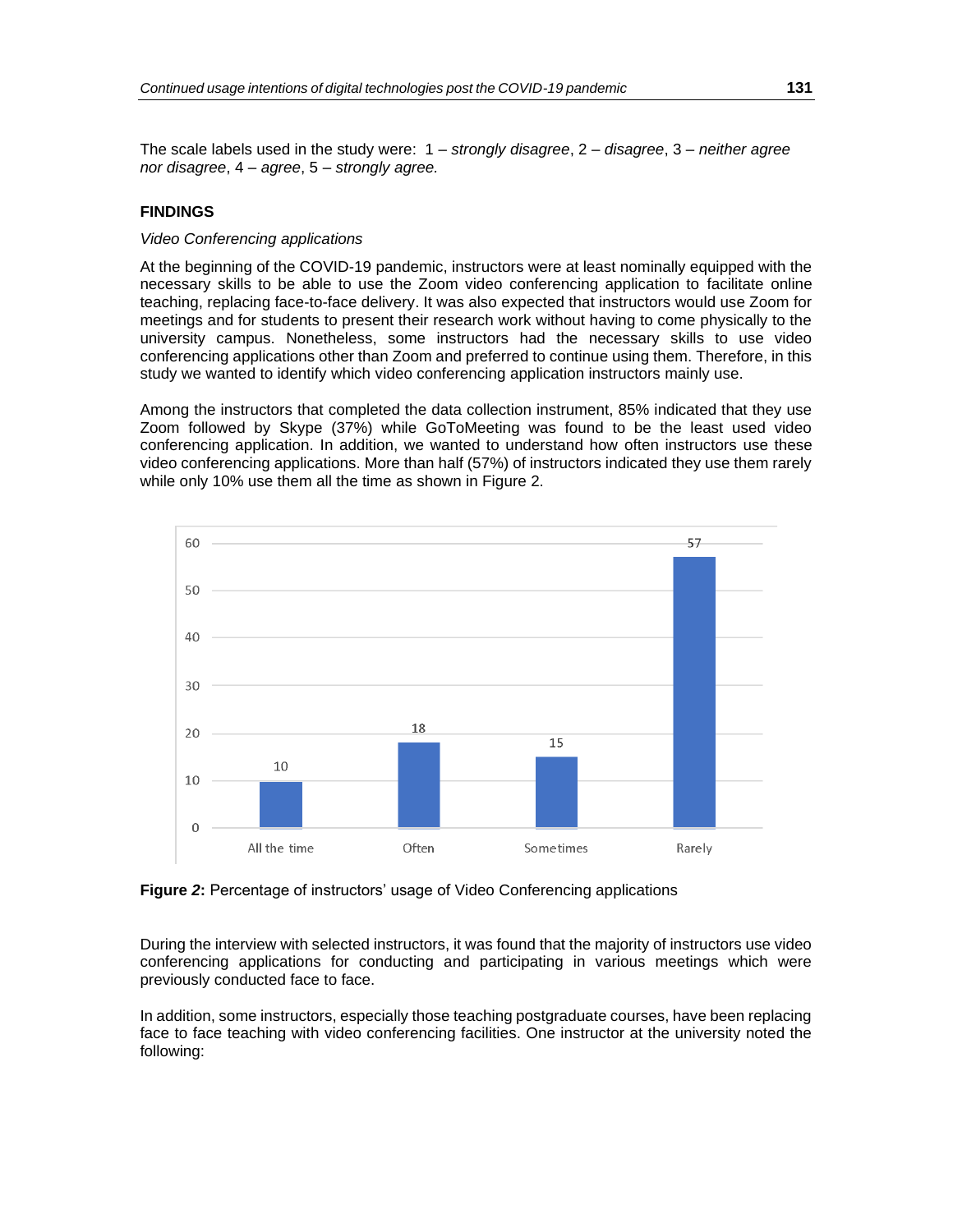The scale labels used in the study were: 1 – *strongly disagree*, 2 – *disagree*, 3 – *neither agree nor disagree*, 4 – *agree*, 5 – *strongly agree.*

## FINDINGS

### *Video Conferencing applications*

At the beginning of the COVID-19 pandemic, instructors were at least nominally equipped with the necessary skills to be able to use the Zoom video conferencing application to facilitate online teaching, replacing face-to-face delivery. It was also expected that instructors would use Zoom for meetings and for students to present their research work without having to come physically to the university campus. Nonetheless, some instructors had the necessary skills to use video conferencing applications other than Zoom and preferred to continue using them. Therefore, in this study we wanted to identify which video conferencing application instructors mainly use.

Among the instructors that completed the data collection instrument, 85% indicated that they use Zoom followed by Skype (37%) while GoToMeeting was found to be the least used video conferencing application. In addition, we wanted to understand how often instructors use these video conferencing applications. More than half (57%) of instructors indicated they use them rarely while only 10% use them all the time as shown in Figure 2.

| All the time | Often | Sometimes | Rarely |
|---|---|---|---|
| 10 | 18 | 15 | 57 |

**Figure *2*:** Percentage of instructors' usage of Video Conferencing applications

During the interview with selected instructors, it was found that the majority of instructors use video conferencing applications for conducting and participating in various meetings which were previously conducted face to face.

In addition, some instructors, especially those teaching postgraduate courses, have been replacing face to face teaching with video conferencing facilities. One instructor at the university noted the following: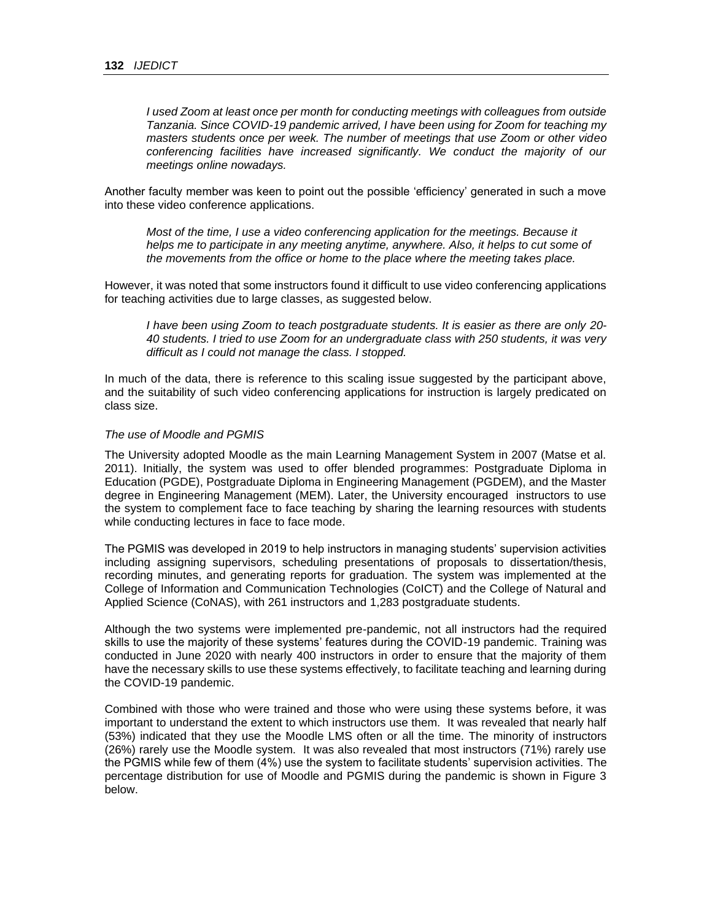> *I used Zoom at least once per month for conducting meetings with colleagues from outside Tanzania. Since COVID-19 pandemic arrived, I have been using for Zoom for teaching my masters students once per week. The number of meetings that use Zoom or other video conferencing facilities have increased significantly. We conduct the majority of our meetings online nowadays.*

Another faculty member was keen to point out the possible 'efficiency' generated in such a move into these video conference applications.

> *Most of the time, I use a video conferencing application for the meetings. Because it helps me to participate in any meeting anytime, anywhere. Also, it helps to cut some of the movements from the office or home to the place where the meeting takes place.*

However, it was noted that some instructors found it difficult to use video conferencing applications for teaching activities due to large classes, as suggested below.

> *I have been using Zoom to teach postgraduate students. It is easier as there are only 20-40 students. I tried to use Zoom for an undergraduate class with 250 students, it was very difficult as I could not manage the class. I stopped.*

In much of the data, there is reference to this scaling issue suggested by the participant above, and the suitability of such video conferencing applications for instruction is largely predicated on class size.

*The use of Moodle and PGMIS*

The University adopted Moodle as the main Learning Management System in 2007 (Matse et al. 2011). Initially, the system was used to offer blended programmes: Postgraduate Diploma in Education (PGDE), Postgraduate Diploma in Engineering Management (PGDEM), and the Master degree in Engineering Management (MEM). Later, the University encouraged instructors to use the system to complement face to face teaching by sharing the learning resources with students while conducting lectures in face to face mode.

The PGMIS was developed in 2019 to help instructors in managing students' supervision activities including assigning supervisors, scheduling presentations of proposals to dissertation/thesis, recording minutes, and generating reports for graduation. The system was implemented at the College of Information and Communication Technologies (CoICT) and the College of Natural and Applied Science (CoNAS), with 261 instructors and 1,283 postgraduate students.

Although the two systems were implemented pre-pandemic, not all instructors had the required skills to use the majority of these systems' features during the COVID-19 pandemic. Training was conducted in June 2020 with nearly 400 instructors in order to ensure that the majority of them have the necessary skills to use these systems effectively, to facilitate teaching and learning during the COVID-19 pandemic.

Combined with those who were trained and those who were using these systems before, it was important to understand the extent to which instructors use them. It was revealed that nearly half (53%) indicated that they use the Moodle LMS often or all the time. The minority of instructors (26%) rarely use the Moodle system. It was also revealed that most instructors (71%) rarely use the PGMIS while few of them (4%) use the system to facilitate students' supervision activities. The percentage distribution for use of Moodle and PGMIS during the pandemic is shown in Figure 3 below.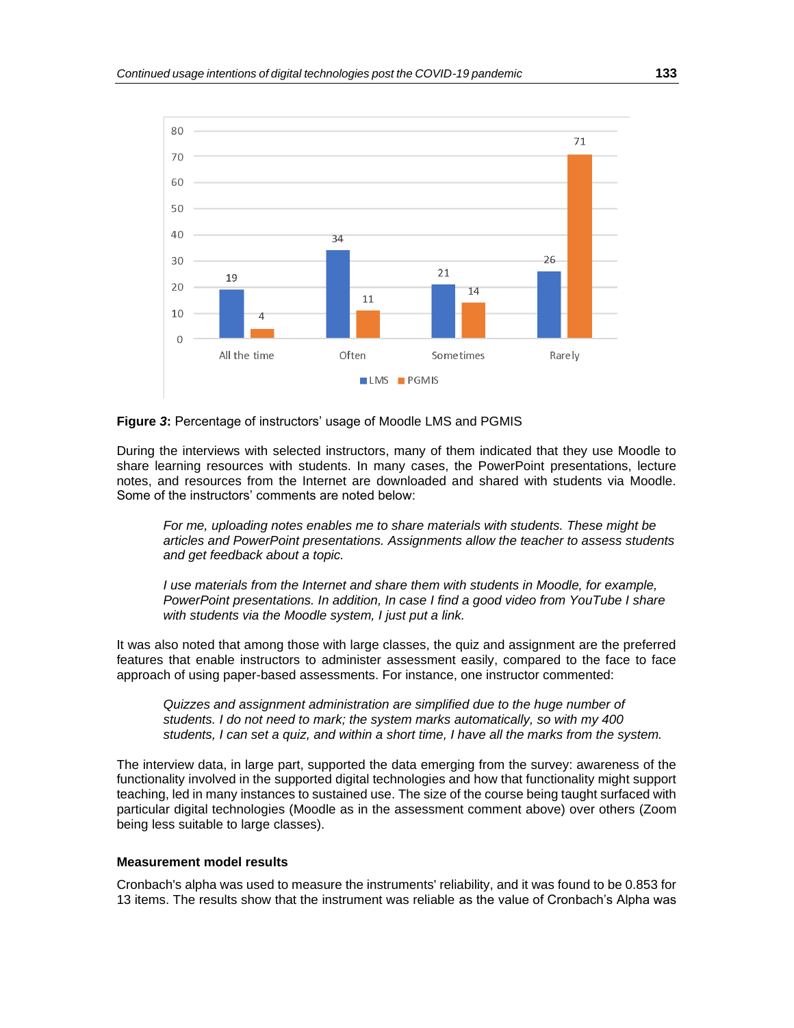| | All the time | Often | Sometimes | Rarely |
|---|---|---|---|---|
| LMS | 19 | 34 | 21 | 26 |
| PGMIS | 4 | 11 | 14 | 71 |

**Figure 3:** Percentage of instructors' usage of Moodle LMS and PGMIS

During the interviews with selected instructors, many of them indicated that they use Moodle to share learning resources with students. In many cases, the PowerPoint presentations, lecture notes, and resources from the Internet are downloaded and shared with students via Moodle. Some of the instructors' comments are noted below:

> *For me, uploading notes enables me to share materials with students. These might be articles and PowerPoint presentations. Assignments allow the teacher to assess students and get feedback about a topic.*

> *I use materials from the Internet and share them with students in Moodle, for example, PowerPoint presentations. In addition, In case I find a good video from YouTube I share with students via the Moodle system, I just put a link.*

It was also noted that among those with large classes, the quiz and assignment are the preferred features that enable instructors to administer assessment easily, compared to the face to face approach of using paper-based assessments. For instance, one instructor commented:

> *Quizzes and assignment administration are simplified due to the huge number of students. I do not need to mark; the system marks automatically, so with my 400 students, I can set a quiz, and within a short time, I have all the marks from the system.*

The interview data, in large part, supported the data emerging from the survey: awareness of the functionality involved in the supported digital technologies and how that functionality might support teaching, led in many instances to sustained use. The size of the course being taught surfaced with particular digital technologies (Moodle as in the assessment comment above) over others (Zoom being less suitable to large classes).

### Measurement model results

Cronbach's alpha was used to measure the instruments' reliability, and it was found to be 0.853 for 13 items. The results show that the instrument was reliable as the value of Cronbach's Alpha was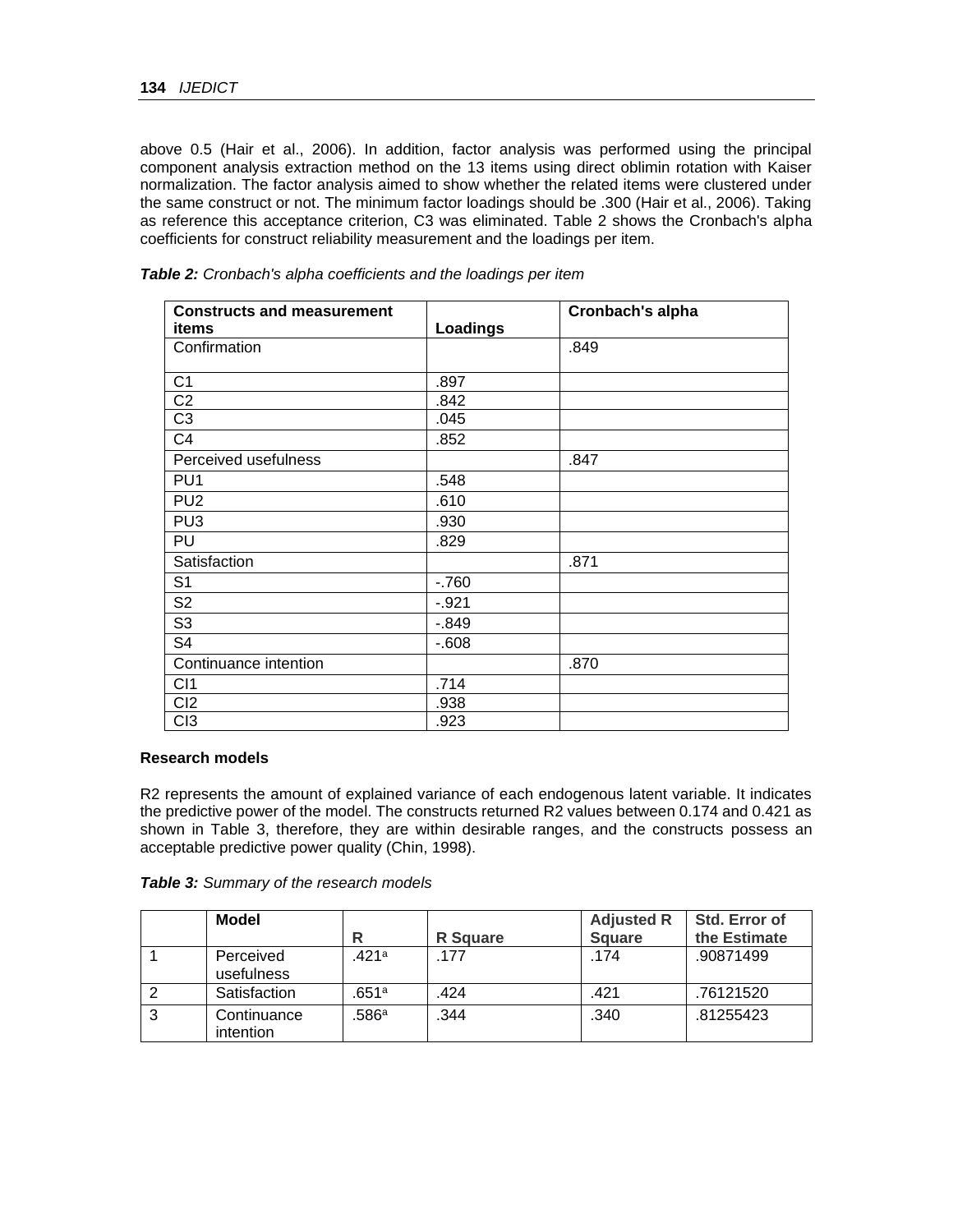above 0.5 (Hair et al., 2006). In addition, factor analysis was performed using the principal component analysis extraction method on the 13 items using direct oblimin rotation with Kaiser normalization. The factor analysis aimed to show whether the related items were clustered under the same construct or not. The minimum factor loadings should be .300 (Hair et al., 2006). Taking as reference this acceptance criterion, C3 was eliminated. Table 2 shows the Cronbach's alpha coefficients for construct reliability measurement and the loadings per item.

***Table 2:*** *Cronbach's alpha coefficients and the loadings per item*

| Constructs and measurement items | Loadings | Cronbach's alpha |
|---|---|---|
| Confirmation | | .849 |
| C1 | .897 | |
| C2 | .842 | |
| C3 | .045 | |
| C4 | .852 | |
| Perceived usefulness | | .847 |
| PU1 | .548 | |
| PU2 | .610 | |
| PU3 | .930 | |
| PU | .829 | |
| Satisfaction | | .871 |
| S1 | -.760 | |
| S2 | -.921 | |
| S3 | -.849 | |
| S4 | -.608 | |
| Continuance intention | | .870 |
| CI1 | .714 | |
| CI2 | .938 | |
| CI3 | .923 | |

**Research models**

R2 represents the amount of explained variance of each endogenous latent variable. It indicates the predictive power of the model. The constructs returned R2 values between 0.174 and 0.421 as shown in Table 3, therefore, they are within desirable ranges, and the constructs possess an acceptable predictive power quality (Chin, 1998).

***Table 3:*** *Summary of the research models*

| | Model | R | R Square | Adjusted R Square | Std. Error of the Estimate |
|---|---|---|---|---|---|
| 1 | Perceived usefulness | .421[a] | .177 | .174 | .90871499 |
| 2 | Satisfaction | .651[a] | .424 | .421 | .76121520 |
| 3 | Continuance intention | .586[a] | .344 | .340 | .81255423 |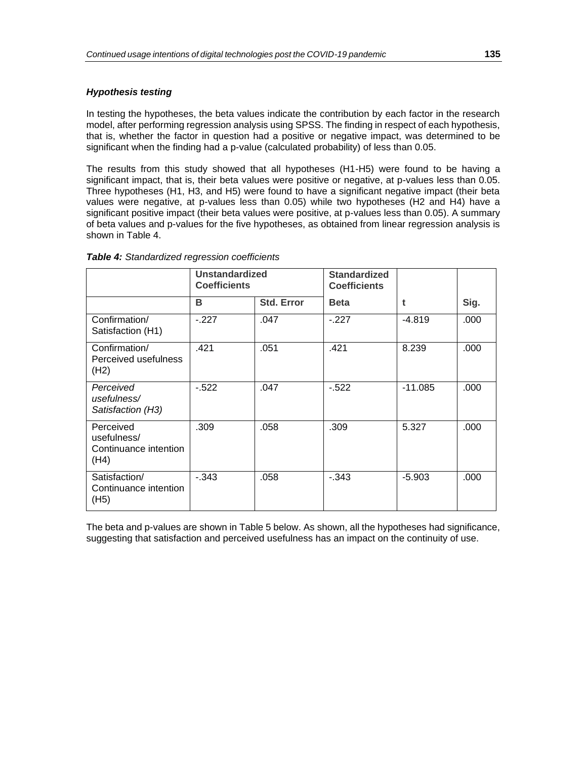### *Hypothesis testing*

In testing the hypotheses, the beta values indicate the contribution by each factor in the research model, after performing regression analysis using SPSS. The finding in respect of each hypothesis, that is, whether the factor in question had a positive or negative impact, was determined to be significant when the finding had a p-value (calculated probability) of less than 0.05.

The results from this study showed that all hypotheses (H1-H5) were found to be having a significant impact, that is, their beta values were positive or negative, at p-values less than 0.05. Three hypotheses (H1, H3, and H5) were found to have a significant negative impact (their beta values were negative, at p-values less than 0.05) while two hypotheses (H2 and H4) have a significant positive impact (their beta values were positive, at p-values less than 0.05). A summary of beta values and p-values for the five hypotheses, as obtained from linear regression analysis is shown in Table 4.

***Table 4:*** *Standardized regression coefficients*

| | **Unstandardized Coefficients** | | **Standardized Coefficients** | | |
|---|---|---|---|---|---|
| | **B** | **Std. Error** | **Beta** | **t** | **Sig.** |
| Confirmation/ Satisfaction (H1) | -.227 | .047 | -.227 | -4.819 | .000 |
| Confirmation/ Perceived usefulness (H2) | .421 | .051 | .421 | 8.239 | .000 |
| *Perceived usefulness/ Satisfaction (H3)* | -.522 | .047 | -.522 | -11.085 | .000 |
| Perceived usefulness/ Continuance intention (H4) | .309 | .058 | .309 | 5.327 | .000 |
| Satisfaction/ Continuance intention (H5) | -.343 | .058 | -.343 | -5.903 | .000 |

The beta and p-values are shown in Table 5 below. As shown, all the hypotheses had significance, suggesting that satisfaction and perceived usefulness has an impact on the continuity of use.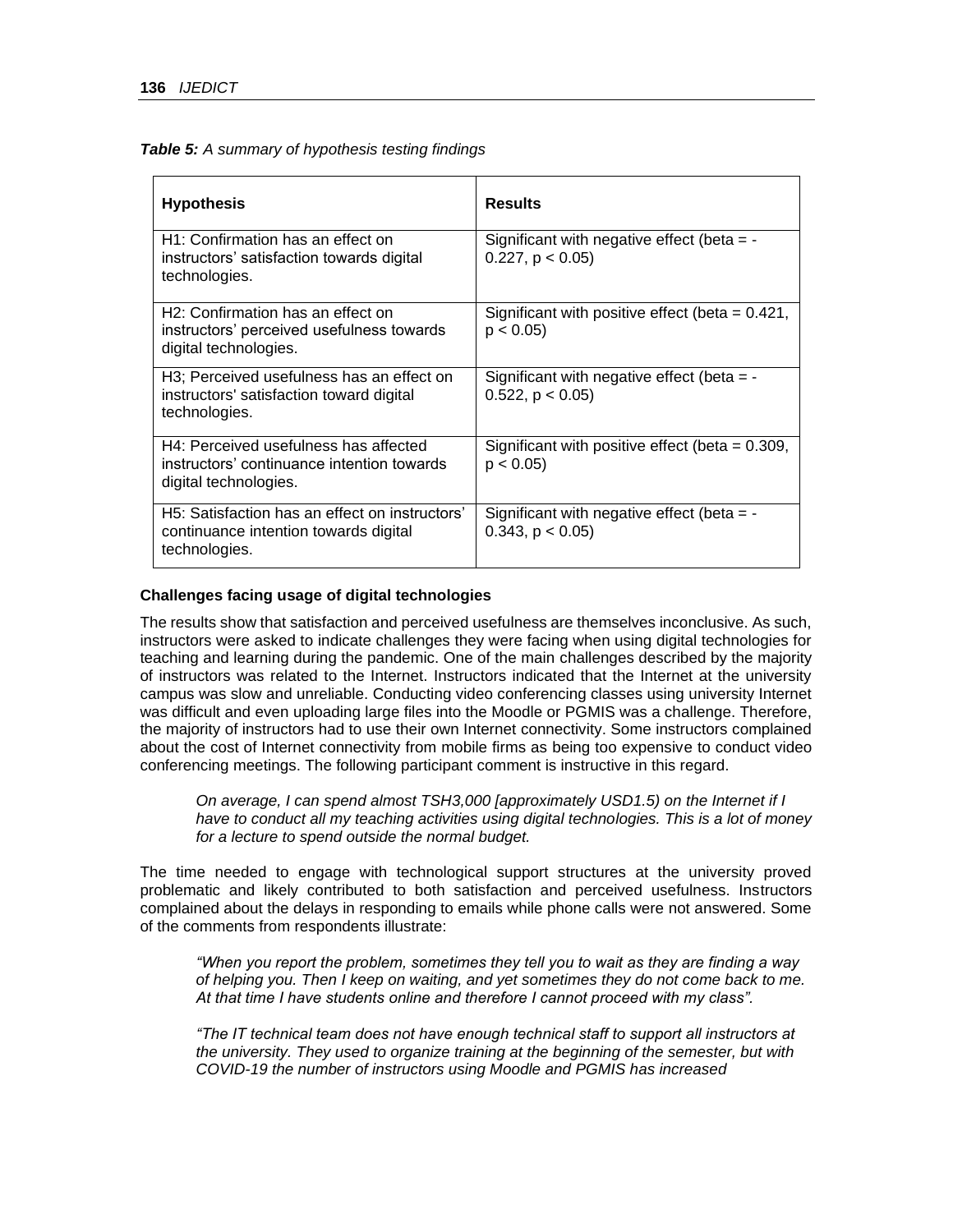***Table 5:*** *A summary of hypothesis testing findings*

| Hypothesis | Results |
|---|---|
| H1: Confirmation has an effect on instructors' satisfaction towards digital technologies. | Significant with negative effect (beta = -0.227, $p < 0.05$) |
| H2: Confirmation has an effect on instructors' perceived usefulness towards digital technologies. | Significant with positive effect (beta = 0.421, $p < 0.05$) |
| H3; Perceived usefulness has an effect on instructors' satisfaction toward digital technologies. | Significant with negative effect (beta = -0.522, $p < 0.05$) |
| H4: Perceived usefulness has affected instructors' continuance intention towards digital technologies. | Significant with positive effect (beta = 0.309, $p < 0.05$) |
| H5: Satisfaction has an effect on instructors' continuance intention towards digital technologies. | Significant with negative effect (beta = -0.343, $p < 0.05$) |

**Challenges facing usage of digital technologies**

The results show that satisfaction and perceived usefulness are themselves inconclusive. As such, instructors were asked to indicate challenges they were facing when using digital technologies for teaching and learning during the pandemic. One of the main challenges described by the majority of instructors was related to the Internet. Instructors indicated that the Internet at the university campus was slow and unreliable. Conducting video conferencing classes using university Internet was difficult and even uploading large files into the Moodle or PGMIS was a challenge. Therefore, the majority of instructors had to use their own Internet connectivity. Some instructors complained about the cost of Internet connectivity from mobile firms as being too expensive to conduct video conferencing meetings. The following participant comment is instructive in this regard.

> *On average, I can spend almost TSH3,000 [approximately USD1.5) on the Internet if I have to conduct all my teaching activities using digital technologies. This is a lot of money for a lecture to spend outside the normal budget.*

The time needed to engage with technological support structures at the university proved problematic and likely contributed to both satisfaction and perceived usefulness. Instructors complained about the delays in responding to emails while phone calls were not answered. Some of the comments from respondents illustrate:

> *"When you report the problem, sometimes they tell you to wait as they are finding a way of helping you. Then I keep on waiting, and yet sometimes they do not come back to me. At that time I have students online and therefore I cannot proceed with my class".*

> *"The IT technical team does not have enough technical staff to support all instructors at the university. They used to organize training at the beginning of the semester, but with COVID-19 the number of instructors using Moodle and PGMIS has increased*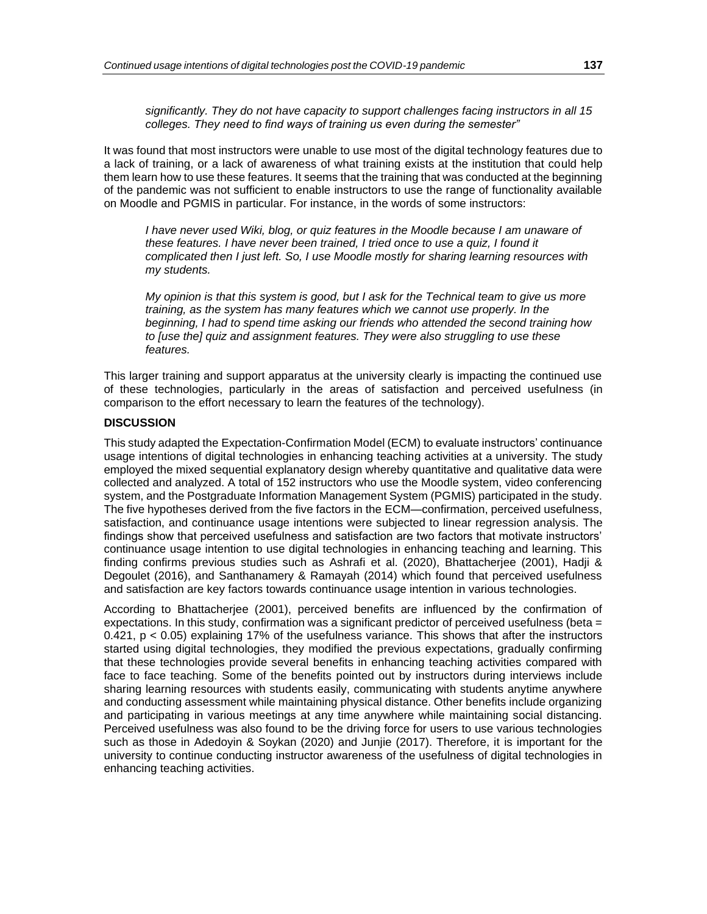> *significantly. They do not have capacity to support challenges facing instructors in all 15 colleges. They need to find ways of training us even during the semester"*

It was found that most instructors were unable to use most of the digital technology features due to a lack of training, or a lack of awareness of what training exists at the institution that could help them learn how to use these features. It seems that the training that was conducted at the beginning of the pandemic was not sufficient to enable instructors to use the range of functionality available on Moodle and PGMIS in particular. For instance, in the words of some instructors:

> *I have never used Wiki, blog, or quiz features in the Moodle because I am unaware of these features. I have never been trained, I tried once to use a quiz, I found it complicated then I just left. So, I use Moodle mostly for sharing learning resources with my students.*

> *My opinion is that this system is good, but I ask for the Technical team to give us more training, as the system has many features which we cannot use properly. In the beginning, I had to spend time asking our friends who attended the second training how to [use the] quiz and assignment features. They were also struggling to use these features.*

This larger training and support apparatus at the university clearly is impacting the continued use of these technologies, particularly in the areas of satisfaction and perceived usefulness (in comparison to the effort necessary to learn the features of the technology).

## DISCUSSION

This study adapted the Expectation-Confirmation Model (ECM) to evaluate instructors' continuance usage intentions of digital technologies in enhancing teaching activities at a university. The study employed the mixed sequential explanatory design whereby quantitative and qualitative data were collected and analyzed. A total of 152 instructors who use the Moodle system, video conferencing system, and the Postgraduate Information Management System (PGMIS) participated in the study. The five hypotheses derived from the five factors in the ECM—confirmation, perceived usefulness, satisfaction, and continuance usage intentions were subjected to linear regression analysis. The findings show that perceived usefulness and satisfaction are two factors that motivate instructors' continuance usage intention to use digital technologies in enhancing teaching and learning. This finding confirms previous studies such as Ashrafi et al. (2020), Bhattacherjee (2001), Hadji & Degoulet (2016), and Santhanamery & Ramayah (2014) which found that perceived usefulness and satisfaction are key factors towards continuance usage intention in various technologies.

According to Bhattacherjee (2001), perceived benefits are influenced by the confirmation of expectations. In this study, confirmation was a significant predictor of perceived usefulness (beta = 0.421, $p < 0.05$) explaining 17% of the usefulness variance. This shows that after the instructors started using digital technologies, they modified the previous expectations, gradually confirming that these technologies provide several benefits in enhancing teaching activities compared with face to face teaching. Some of the benefits pointed out by instructors during interviews include sharing learning resources with students easily, communicating with students anytime anywhere and conducting assessment while maintaining physical distance. Other benefits include organizing and participating in various meetings at any time anywhere while maintaining social distancing. Perceived usefulness was also found to be the driving force for users to use various technologies such as those in Adedoyin & Soykan (2020) and Junjie (2017). Therefore, it is important for the university to continue conducting instructor awareness of the usefulness of digital technologies in enhancing teaching activities.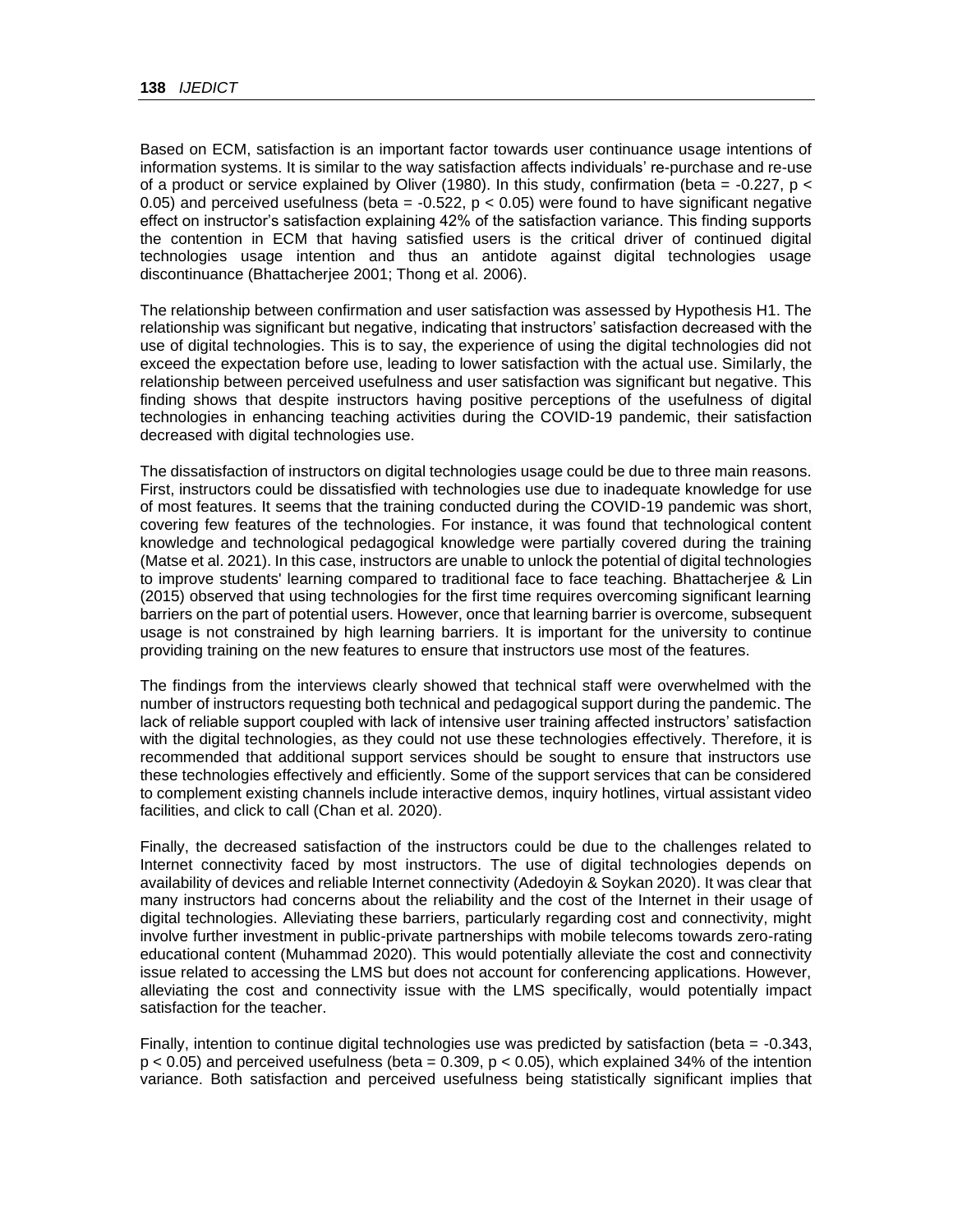Based on ECM, satisfaction is an important factor towards user continuance usage intentions of information systems. It is similar to the way satisfaction affects individuals' re-purchase and re-use of a product or service explained by Oliver (1980). In this study, confirmation (beta = -0.227, $p < 0.05$) and perceived usefulness (beta = -0.522, $p < 0.05$) were found to have significant negative effect on instructor's satisfaction explaining 42% of the satisfaction variance. This finding supports the contention in ECM that having satisfied users is the critical driver of continued digital technologies usage intention and thus an antidote against digital technologies usage discontinuance (Bhattacherjee 2001; Thong et al. 2006).

The relationship between confirmation and user satisfaction was assessed by Hypothesis H1. The relationship was significant but negative, indicating that instructors' satisfaction decreased with the use of digital technologies. This is to say, the experience of using the digital technologies did not exceed the expectation before use, leading to lower satisfaction with the actual use. Similarly, the relationship between perceived usefulness and user satisfaction was significant but negative. This finding shows that despite instructors having positive perceptions of the usefulness of digital technologies in enhancing teaching activities during the COVID-19 pandemic, their satisfaction decreased with digital technologies use.

The dissatisfaction of instructors on digital technologies usage could be due to three main reasons. First, instructors could be dissatisfied with technologies use due to inadequate knowledge for use of most features. It seems that the training conducted during the COVID-19 pandemic was short, covering few features of the technologies. For instance, it was found that technological content knowledge and technological pedagogical knowledge were partially covered during the training (Matse et al. 2021). In this case, instructors are unable to unlock the potential of digital technologies to improve students' learning compared to traditional face to face teaching. Bhattacherjee & Lin (2015) observed that using technologies for the first time requires overcoming significant learning barriers on the part of potential users. However, once that learning barrier is overcome, subsequent usage is not constrained by high learning barriers. It is important for the university to continue providing training on the new features to ensure that instructors use most of the features.

The findings from the interviews clearly showed that technical staff were overwhelmed with the number of instructors requesting both technical and pedagogical support during the pandemic. The lack of reliable support coupled with lack of intensive user training affected instructors' satisfaction with the digital technologies, as they could not use these technologies effectively. Therefore, it is recommended that additional support services should be sought to ensure that instructors use these technologies effectively and efficiently. Some of the support services that can be considered to complement existing channels include interactive demos, inquiry hotlines, virtual assistant video facilities, and click to call (Chan et al. 2020).

Finally, the decreased satisfaction of the instructors could be due to the challenges related to Internet connectivity faced by most instructors. The use of digital technologies depends on availability of devices and reliable Internet connectivity (Adedoyin & Soykan 2020). It was clear that many instructors had concerns about the reliability and the cost of the Internet in their usage of digital technologies. Alleviating these barriers, particularly regarding cost and connectivity, might involve further investment in public-private partnerships with mobile telecoms towards zero-rating educational content (Muhammad 2020). This would potentially alleviate the cost and connectivity issue related to accessing the LMS but does not account for conferencing applications. However, alleviating the cost and connectivity issue with the LMS specifically, would potentially impact satisfaction for the teacher.

Finally, intention to continue digital technologies use was predicted by satisfaction (beta = -0.343, $p < 0.05$) and perceived usefulness (beta = 0.309, $p < 0.05$), which explained 34% of the intention variance. Both satisfaction and perceived usefulness being statistically significant implies that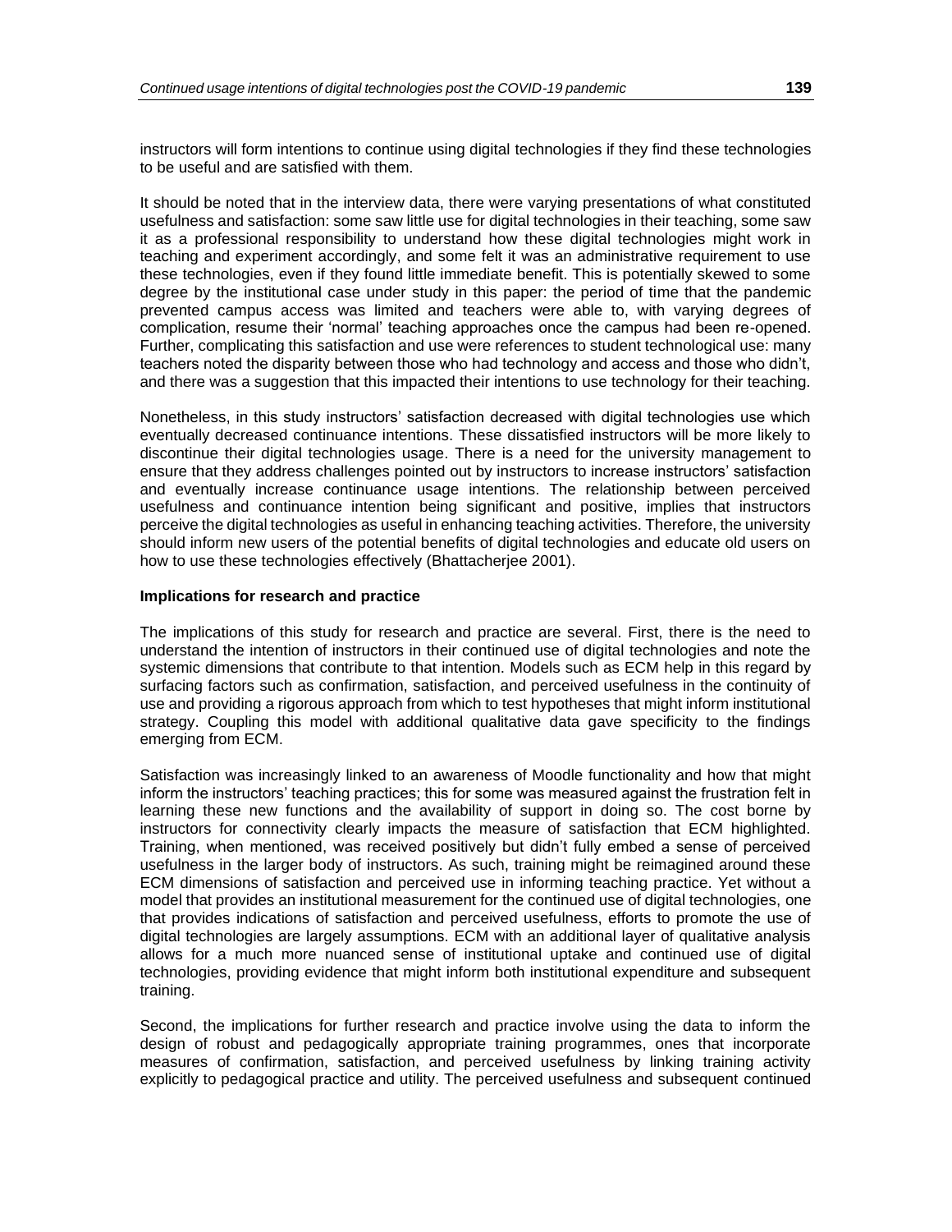instructors will form intentions to continue using digital technologies if they find these technologies to be useful and are satisfied with them.

It should be noted that in the interview data, there were varying presentations of what constituted usefulness and satisfaction: some saw little use for digital technologies in their teaching, some saw it as a professional responsibility to understand how these digital technologies might work in teaching and experiment accordingly, and some felt it was an administrative requirement to use these technologies, even if they found little immediate benefit. This is potentially skewed to some degree by the institutional case under study in this paper: the period of time that the pandemic prevented campus access was limited and teachers were able to, with varying degrees of complication, resume their 'normal' teaching approaches once the campus had been re-opened. Further, complicating this satisfaction and use were references to student technological use: many teachers noted the disparity between those who had technology and access and those who didn't, and there was a suggestion that this impacted their intentions to use technology for their teaching.

Nonetheless, in this study instructors' satisfaction decreased with digital technologies use which eventually decreased continuance intentions. These dissatisfied instructors will be more likely to discontinue their digital technologies usage. There is a need for the university management to ensure that they address challenges pointed out by instructors to increase instructors' satisfaction and eventually increase continuance usage intentions. The relationship between perceived usefulness and continuance intention being significant and positive, implies that instructors perceive the digital technologies as useful in enhancing teaching activities. Therefore, the university should inform new users of the potential benefits of digital technologies and educate old users on how to use these technologies effectively (Bhattacherjee 2001).

### Implications for research and practice

The implications of this study for research and practice are several. First, there is the need to understand the intention of instructors in their continued use of digital technologies and note the systemic dimensions that contribute to that intention. Models such as ECM help in this regard by surfacing factors such as confirmation, satisfaction, and perceived usefulness in the continuity of use and providing a rigorous approach from which to test hypotheses that might inform institutional strategy. Coupling this model with additional qualitative data gave specificity to the findings emerging from ECM.

Satisfaction was increasingly linked to an awareness of Moodle functionality and how that might inform the instructors' teaching practices; this for some was measured against the frustration felt in learning these new functions and the availability of support in doing so. The cost borne by instructors for connectivity clearly impacts the measure of satisfaction that ECM highlighted. Training, when mentioned, was received positively but didn't fully embed a sense of perceived usefulness in the larger body of instructors. As such, training might be reimagined around these ECM dimensions of satisfaction and perceived use in informing teaching practice. Yet without a model that provides an institutional measurement for the continued use of digital technologies, one that provides indications of satisfaction and perceived usefulness, efforts to promote the use of digital technologies are largely assumptions. ECM with an additional layer of qualitative analysis allows for a much more nuanced sense of institutional uptake and continued use of digital technologies, providing evidence that might inform both institutional expenditure and subsequent training.

Second, the implications for further research and practice involve using the data to inform the design of robust and pedagogically appropriate training programmes, ones that incorporate measures of confirmation, satisfaction, and perceived usefulness by linking training activity explicitly to pedagogical practice and utility. The perceived usefulness and subsequent continued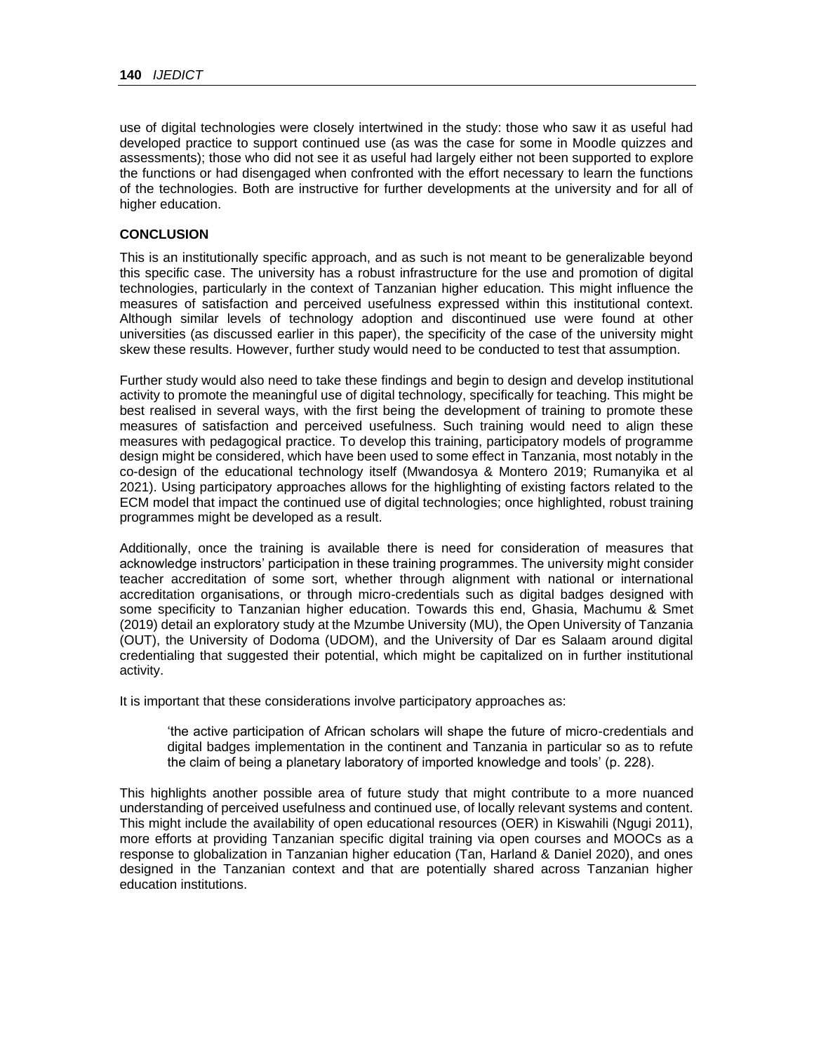use of digital technologies were closely intertwined in the study: those who saw it as useful had developed practice to support continued use (as was the case for some in Moodle quizzes and assessments); those who did not see it as useful had largely either not been supported to explore the functions or had disengaged when confronted with the effort necessary to learn the functions of the technologies. Both are instructive for further developments at the university and for all of higher education.

## CONCLUSION

This is an institutionally specific approach, and as such is not meant to be generalizable beyond this specific case. The university has a robust infrastructure for the use and promotion of digital technologies, particularly in the context of Tanzanian higher education. This might influence the measures of satisfaction and perceived usefulness expressed within this institutional context. Although similar levels of technology adoption and discontinued use were found at other universities (as discussed earlier in this paper), the specificity of the case of the university might skew these results. However, further study would need to be conducted to test that assumption.

Further study would also need to take these findings and begin to design and develop institutional activity to promote the meaningful use of digital technology, specifically for teaching. This might be best realised in several ways, with the first being the development of training to promote these measures of satisfaction and perceived usefulness. Such training would need to align these measures with pedagogical practice. To develop this training, participatory models of programme design might be considered, which have been used to some effect in Tanzania, most notably in the co-design of the educational technology itself (Mwandosya & Montero 2019; Rumanyika et al 2021). Using participatory approaches allows for the highlighting of existing factors related to the ECM model that impact the continued use of digital technologies; once highlighted, robust training programmes might be developed as a result.

Additionally, once the training is available there is need for consideration of measures that acknowledge instructors' participation in these training programmes. The university might consider teacher accreditation of some sort, whether through alignment with national or international accreditation organisations, or through micro-credentials such as digital badges designed with some specificity to Tanzanian higher education. Towards this end, Ghasia, Machumu & Smet (2019) detail an exploratory study at the Mzumbe University (MU), the Open University of Tanzania (OUT), the University of Dodoma (UDOM), and the University of Dar es Salaam around digital credentialing that suggested their potential, which might be capitalized on in further institutional activity.

It is important that these considerations involve participatory approaches as:

> 'the active participation of African scholars will shape the future of micro-credentials and digital badges implementation in the continent and Tanzania in particular so as to refute the claim of being a planetary laboratory of imported knowledge and tools' (p. 228).

This highlights another possible area of future study that might contribute to a more nuanced understanding of perceived usefulness and continued use, of locally relevant systems and content. This might include the availability of open educational resources (OER) in Kiswahili (Ngugi 2011), more efforts at providing Tanzanian specific digital training via open courses and MOOCs as a response to globalization in Tanzanian higher education (Tan, Harland & Daniel 2020), and ones designed in the Tanzanian context and that are potentially shared across Tanzanian higher education institutions.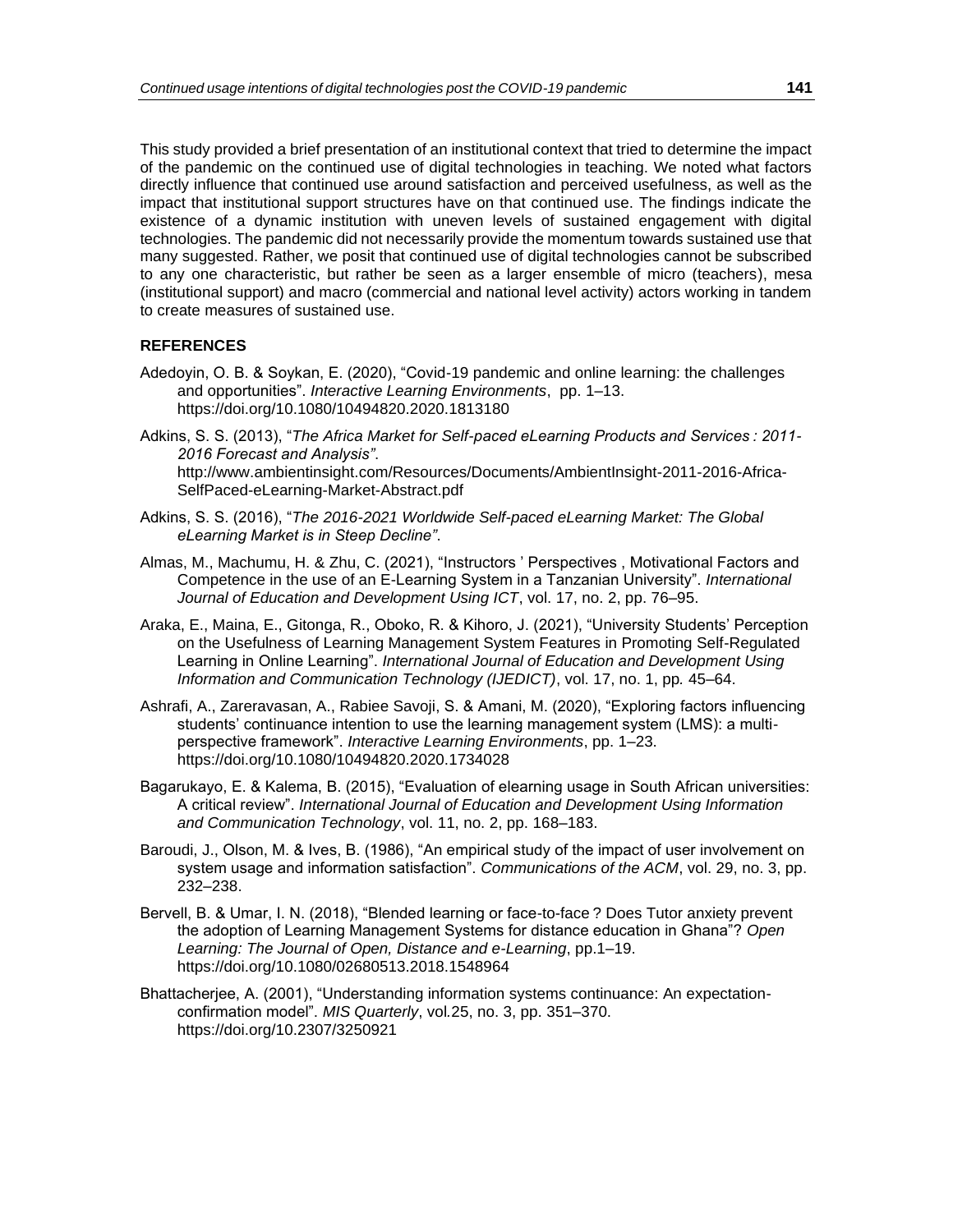This study provided a brief presentation of an institutional context that tried to determine the impact of the pandemic on the continued use of digital technologies in teaching. We noted what factors directly influence that continued use around satisfaction and perceived usefulness, as well as the impact that institutional support structures have on that continued use. The findings indicate the existence of a dynamic institution with uneven levels of sustained engagement with digital technologies. The pandemic did not necessarily provide the momentum towards sustained use that many suggested. Rather, we posit that continued use of digital technologies cannot be subscribed to any one characteristic, but rather be seen as a larger ensemble of micro (teachers), mesa (institutional support) and macro (commercial and national level activity) actors working in tandem to create measures of sustained use.

## REFERENCES

Adedoyin, O. B. & Soykan, E. (2020), "Covid-19 pandemic and online learning: the challenges and opportunities". *Interactive Learning Environments*, pp. 1–13. https://doi.org/10.1080/10494820.2020.1813180

Adkins, S. S. (2013), "*The Africa Market for Self-paced eLearning Products and Services : 2011-2016 Forecast and Analysis"*. http://www.ambientinsight.com/Resources/Documents/AmbientInsight-2011-2016-Africa-SelfPaced-eLearning-Market-Abstract.pdf

Adkins, S. S. (2016), "*The 2016-2021 Worldwide Self-paced eLearning Market: The Global eLearning Market is in Steep Decline"*.

Almas, M., Machumu, H. & Zhu, C. (2021), "Instructors ' Perspectives , Motivational Factors and Competence in the use of an E-Learning System in a Tanzanian University". *International Journal of Education and Development Using ICT*, vol. 17, no. 2, pp. 76–95.

Araka, E., Maina, E., Gitonga, R., Oboko, R. & Kihoro, J. (2021), "University Students' Perception on the Usefulness of Learning Management System Features in Promoting Self-Regulated Learning in Online Learning". *International Journal of Education and Development Using Information and Communication Technology (IJEDICT)*, vol. 17, no. 1, pp. 45–64.

Ashrafi, A., Zareravasan, A., Rabiee Savoji, S. & Amani, M. (2020), "Exploring factors influencing students' continuance intention to use the learning management system (LMS): a multi-perspective framework". *Interactive Learning Environments*, pp. 1–23. https://doi.org/10.1080/10494820.2020.1734028

Bagarukayo, E. & Kalema, B. (2015), "Evaluation of elearning usage in South African universities: A critical review". *International Journal of Education and Development Using Information and Communication Technology*, vol. 11, no. 2, pp. 168–183.

Baroudi, J., Olson, M. & Ives, B. (1986), "An empirical study of the impact of user involvement on system usage and information satisfaction". *Communications of the ACM*, vol. 29, no. 3, pp. 232–238.

Bervell, B. & Umar, I. N. (2018), "Blended learning or face-to-face ? Does Tutor anxiety prevent the adoption of Learning Management Systems for distance education in Ghana"? *Open Learning: The Journal of Open, Distance and e-Learning*, pp.1–19. https://doi.org/10.1080/02680513.2018.1548964

Bhattacherjee, A. (2001), "Understanding information systems continuance: An expectation-confirmation model". *MIS Quarterly*, vol.25, no. 3, pp. 351–370. https://doi.org/10.2307/3250921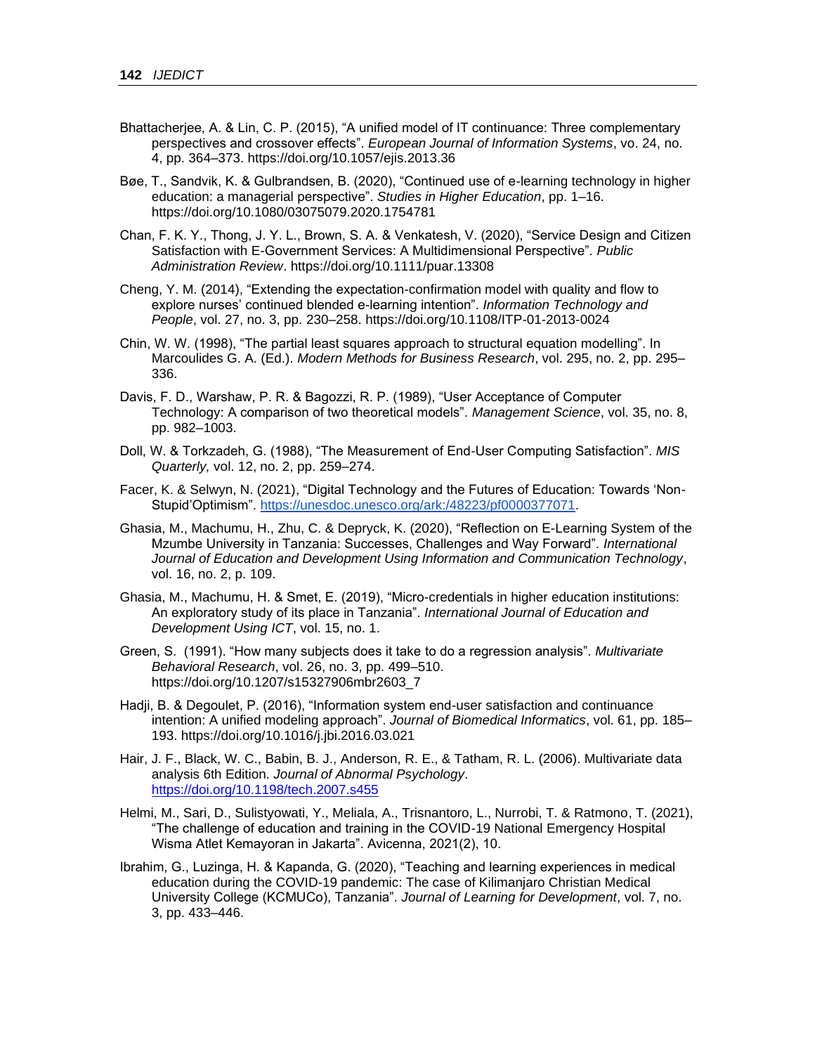Bhattacherjee, A. & Lin, C. P. (2015), "A unified model of IT continuance: Three complementary perspectives and crossover effects". *European Journal of Information Systems*, vo. 24, no. 4, pp. 364–373. https://doi.org/10.1057/ejis.2013.36

Bøe, T., Sandvik, K. & Gulbrandsen, B. (2020), "Continued use of e-learning technology in higher education: a managerial perspective". *Studies in Higher Education*, pp. 1–16. https://doi.org/10.1080/03075079.2020.1754781

Chan, F. K. Y., Thong, J. Y. L., Brown, S. A. & Venkatesh, V. (2020), "Service Design and Citizen Satisfaction with E-Government Services: A Multidimensional Perspective". *Public Administration Review*. https://doi.org/10.1111/puar.13308

Cheng, Y. M. (2014), "Extending the expectation-confirmation model with quality and flow to explore nurses' continued blended e-learning intention". *Information Technology and People*, vol. 27, no. 3, pp. 230–258. https://doi.org/10.1108/ITP-01-2013-0024

Chin, W. W. (1998), "The partial least squares approach to structural equation modelling". In Marcoulides G. A. (Ed.). *Modern Methods for Business Research*, vol. 295, no. 2, pp. 295–336.

Davis, F. D., Warshaw, P. R. & Bagozzi, R. P. (1989), "User Acceptance of Computer Technology: A comparison of two theoretical models". *Management Science*, vol. 35, no. 8, pp. 982–1003.

Doll, W. & Torkzadeh, G. (1988), "The Measurement of End-User Computing Satisfaction". *MIS Quarterly,* vol. 12, no. 2, pp. 259–274.

Facer, K. & Selwyn, N. (2021), "Digital Technology and the Futures of Education: Towards 'Non-Stupid'Optimism". [https://unesdoc.unesco.org/ark:/48223/pf0000377071](https://unesdoc.unesco.org/ark:/48223/pf0000377071).

Ghasia, M., Machumu, H., Zhu, C. & Depryck, K. (2020), "Reflection on E-Learning System of the Mzumbe University in Tanzania: Successes, Challenges and Way Forward". *International Journal of Education and Development Using Information and Communication Technology*, vol. 16, no. 2, p. 109.

Ghasia, M., Machumu, H. & Smet, E. (2019), "Micro-credentials in higher education institutions: An exploratory study of its place in Tanzania". *International Journal of Education and Development Using ICT*, vol. 15, no. 1.

Green, S. (1991). "How many subjects does it take to do a regression analysis". *Multivariate Behavioral Research*, vol. 26, no. 3, pp. 499–510. https://doi.org/10.1207/s15327906mbr2603_7

Hadji, B. & Degoulet, P. (2016), "Information system end-user satisfaction and continuance intention: A unified modeling approach". *Journal of Biomedical Informatics*, vol. 61, pp. 185–193. https://doi.org/10.1016/j.jbi.2016.03.021

Hair, J. F., Black, W. C., Babin, B. J., Anderson, R. E., & Tatham, R. L. (2006). Multivariate data analysis 6th Edition. *Journal of Abnormal Psychology*. [https://doi.org/10.1198/tech.2007.s455](https://doi.org/10.1198/tech.2007.s455)

Helmi, M., Sari, D., Sulistyowati, Y., Meliala, A., Trisnantoro, L., Nurrobi, T. & Ratmono, T. (2021), "The challenge of education and training in the COVID-19 National Emergency Hospital Wisma Atlet Kemayoran in Jakarta". Avicenna, 2021(2), 10.

Ibrahim, G., Luzinga, H. & Kapanda, G. (2020), "Teaching and learning experiences in medical education during the COVID-19 pandemic: The case of Kilimanjaro Christian Medical University College (KCMUCo), Tanzania". *Journal of Learning for Development*, vol. 7, no. 3, pp. 433–446.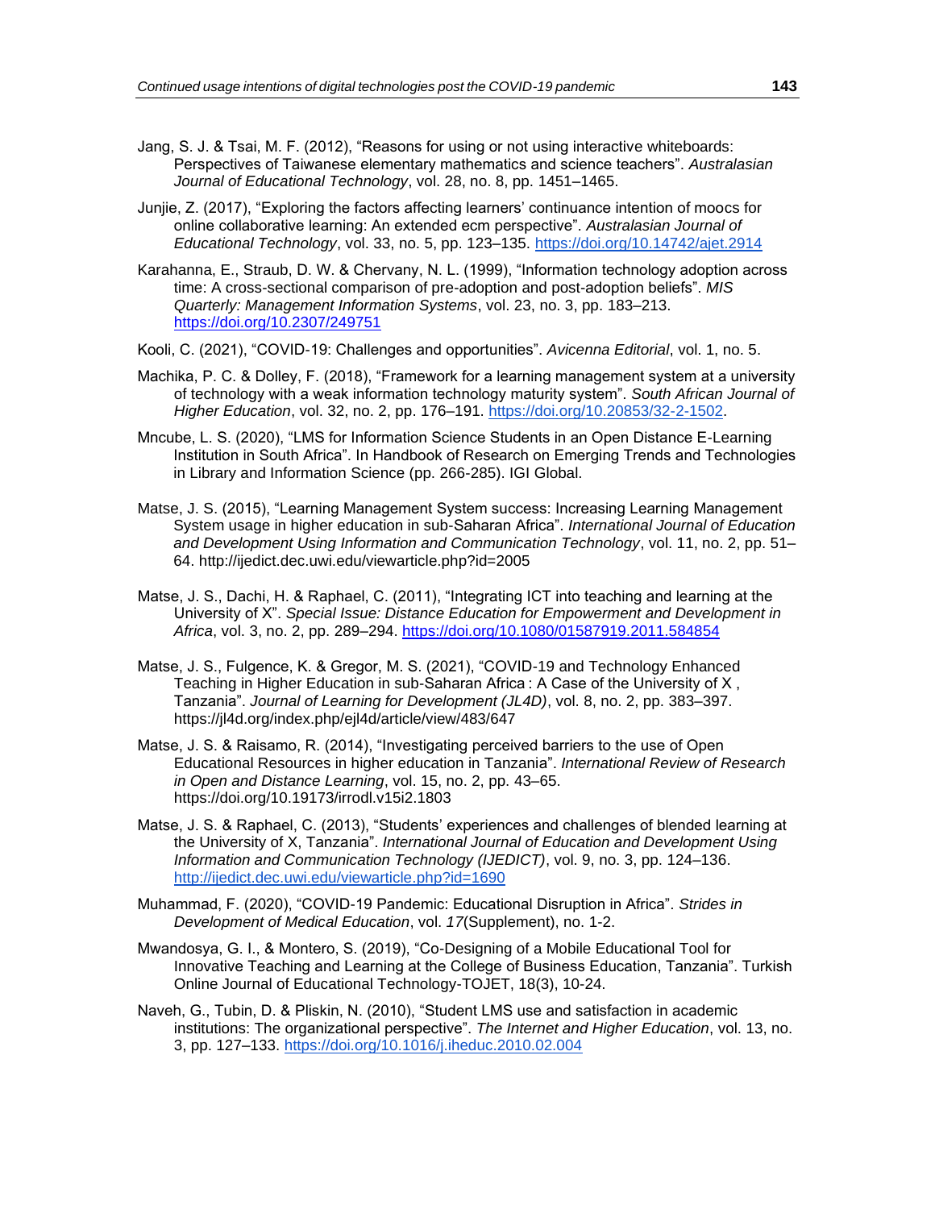Jang, S. J. & Tsai, M. F. (2012), "Reasons for using or not using interactive whiteboards: Perspectives of Taiwanese elementary mathematics and science teachers". *Australasian Journal of Educational Technology*, vol. 28, no. 8, pp. 1451–1465.

Junjie, Z. (2017), "Exploring the factors affecting learners' continuance intention of moocs for online collaborative learning: An extended ecm perspective". *Australasian Journal of Educational Technology*, vol. 33, no. 5, pp. 123–135. https://doi.org/10.14742/ajet.2914

Karahanna, E., Straub, D. W. & Chervany, N. L. (1999), "Information technology adoption across time: A cross-sectional comparison of pre-adoption and post-adoption beliefs". *MIS Quarterly: Management Information Systems*, vol. 23, no. 3, pp. 183–213. https://doi.org/10.2307/249751

Kooli, C. (2021), "COVID-19: Challenges and opportunities". *Avicenna Editorial*, vol. 1, no. 5.

Machika, P. C. & Dolley, F. (2018), "Framework for a learning management system at a university of technology with a weak information technology maturity system". *South African Journal of Higher Education*, vol. 32, no. 2, pp. 176–191. https://doi.org/10.20853/32-2-1502.

Mncube, L. S. (2020), "LMS for Information Science Students in an Open Distance E-Learning Institution in South Africa". In Handbook of Research on Emerging Trends and Technologies in Library and Information Science (pp. 266-285). IGI Global.

Matse, J. S. (2015), "Learning Management System success: Increasing Learning Management System usage in higher education in sub-Saharan Africa". *International Journal of Education and Development Using Information and Communication Technology*, vol. 11, no. 2, pp. 51–64. http://ijedict.dec.uwi.edu/viewarticle.php?id=2005

Matse, J. S., Dachi, H. & Raphael, C. (2011), "Integrating ICT into teaching and learning at the University of X". *Special Issue: Distance Education for Empowerment and Development in Africa*, vol. 3, no. 2, pp. 289–294. https://doi.org/10.1080/01587919.2011.584854

Matse, J. S., Fulgence, K. & Gregor, M. S. (2021), "COVID-19 and Technology Enhanced Teaching in Higher Education in sub-Saharan Africa : A Case of the University of X , Tanzania". *Journal of Learning for Development (JL4D)*, vol. 8, no. 2, pp. 383–397. https://jl4d.org/index.php/ejl4d/article/view/483/647

Matse, J. S. & Raisamo, R. (2014), "Investigating perceived barriers to the use of Open Educational Resources in higher education in Tanzania". *International Review of Research in Open and Distance Learning*, vol. 15, no. 2, pp. 43–65. https://doi.org/10.19173/irrodl.v15i2.1803

Matse, J. S. & Raphael, C. (2013), "Students' experiences and challenges of blended learning at the University of X, Tanzania". *International Journal of Education and Development Using Information and Communication Technology (IJEDICT)*, vol. 9, no. 3, pp. 124–136. http://ijedict.dec.uwi.edu/viewarticle.php?id=1690

Muhammad, F. (2020), "COVID-19 Pandemic: Educational Disruption in Africa". *Strides in Development of Medical Education*, vol. *17*(Supplement), no. 1-2.

Mwandosya, G. I., & Montero, S. (2019), "Co-Designing of a Mobile Educational Tool for Innovative Teaching and Learning at the College of Business Education, Tanzania". Turkish Online Journal of Educational Technology-TOJET, 18(3), 10-24.

Naveh, G., Tubin, D. & Pliskin, N. (2010), "Student LMS use and satisfaction in academic institutions: The organizational perspective". *The Internet and Higher Education*, vol. 13, no. 3, pp. 127–133. https://doi.org/10.1016/j.iheduc.2010.02.004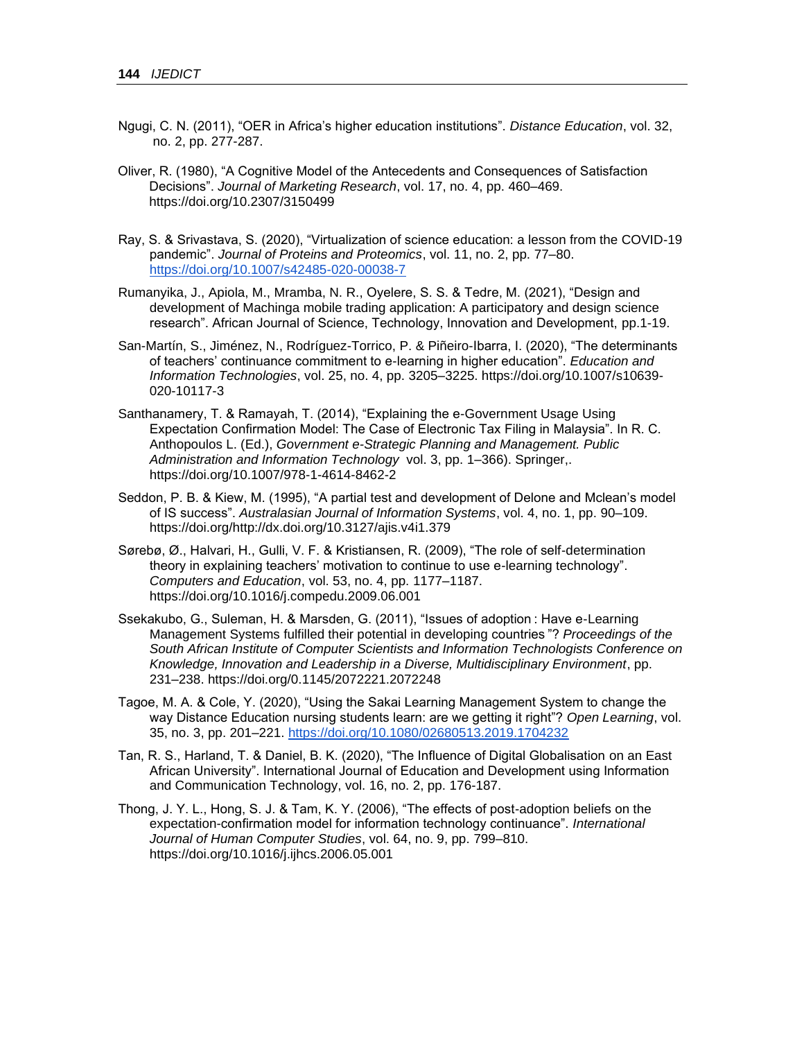Ngugi, C. N. (2011), “OER in Africa’s higher education institutions”. *Distance Education*, vol. 32, no. 2, pp. 277-287.

Oliver, R. (1980), “A Cognitive Model of the Antecedents and Consequences of Satisfaction Decisions”. *Journal of Marketing Research*, vol. 17, no. 4, pp. 460–469. https://doi.org/10.2307/3150499

Ray, S. & Srivastava, S. (2020), “Virtualization of science education: a lesson from the COVID-19 pandemic”. *Journal of Proteins and Proteomics*, vol. 11, no. 2, pp. 77–80. https://doi.org/10.1007/s42485-020-00038-7

Rumanyika, J., Apiola, M., Mramba, N. R., Oyelere, S. S. & Tedre, M. (2021), “Design and development of Machinga mobile trading application: A participatory and design science research”. African Journal of Science, Technology, Innovation and Development, pp.1-19.

San-Martín, S., Jiménez, N., Rodríguez-Torrico, P. & Piñeiro-Ibarra, I. (2020), “The determinants of teachers’ continuance commitment to e-learning in higher education”. *Education and Information Technologies*, vol. 25, no. 4, pp. 3205–3225. https://doi.org/10.1007/s10639-020-10117-3

Santhanamery, T. & Ramayah, T. (2014), “Explaining the e-Government Usage Using Expectation Confirmation Model: The Case of Electronic Tax Filing in Malaysia”. In R. C. Anthopoulos L. (Ed.), *Government e-Strategic Planning and Management. Public Administration and Information Technology* vol. 3, pp. 1–366). Springer,. https://doi.org/10.1007/978-1-4614-8462-2

Seddon, P. B. & Kiew, M. (1995), “A partial test and development of Delone and Mclean’s model of IS success”. *Australasian Journal of Information Systems*, vol. 4, no. 1, pp. 90–109. https://doi.org/http://dx.doi.org/10.3127/ajis.v4i1.379

Sørebø, Ø., Halvari, H., Gulli, V. F. & Kristiansen, R. (2009), “The role of self-determination theory in explaining teachers’ motivation to continue to use e-learning technology”. *Computers and Education*, vol. 53, no. 4, pp. 1177–1187. https://doi.org/10.1016/j.compedu.2009.06.001

Ssekakubo, G., Suleman, H. & Marsden, G. (2011), “Issues of adoption : Have e-Learning Management Systems fulfilled their potential in developing countries ”? *Proceedings of the South African Institute of Computer Scientists and Information Technologists Conference on Knowledge, Innovation and Leadership in a Diverse, Multidisciplinary Environment*, pp. 231–238. https://doi.org/0.1145/2072221.2072248

Tagoe, M. A. & Cole, Y. (2020), “Using the Sakai Learning Management System to change the way Distance Education nursing students learn: are we getting it right”? *Open Learning*, vol. 35, no. 3, pp. 201–221. https://doi.org/10.1080/02680513.2019.1704232

Tan, R. S., Harland, T. & Daniel, B. K. (2020), “The Influence of Digital Globalisation on an East African University”. International Journal of Education and Development using Information and Communication Technology, vol. 16, no. 2, pp. 176-187.

Thong, J. Y. L., Hong, S. J. & Tam, K. Y. (2006), “The effects of post-adoption beliefs on the expectation-confirmation model for information technology continuance”. *International Journal of Human Computer Studies*, vol. 64, no. 9, pp. 799–810. https://doi.org/10.1016/j.ijhcs.2006.05.001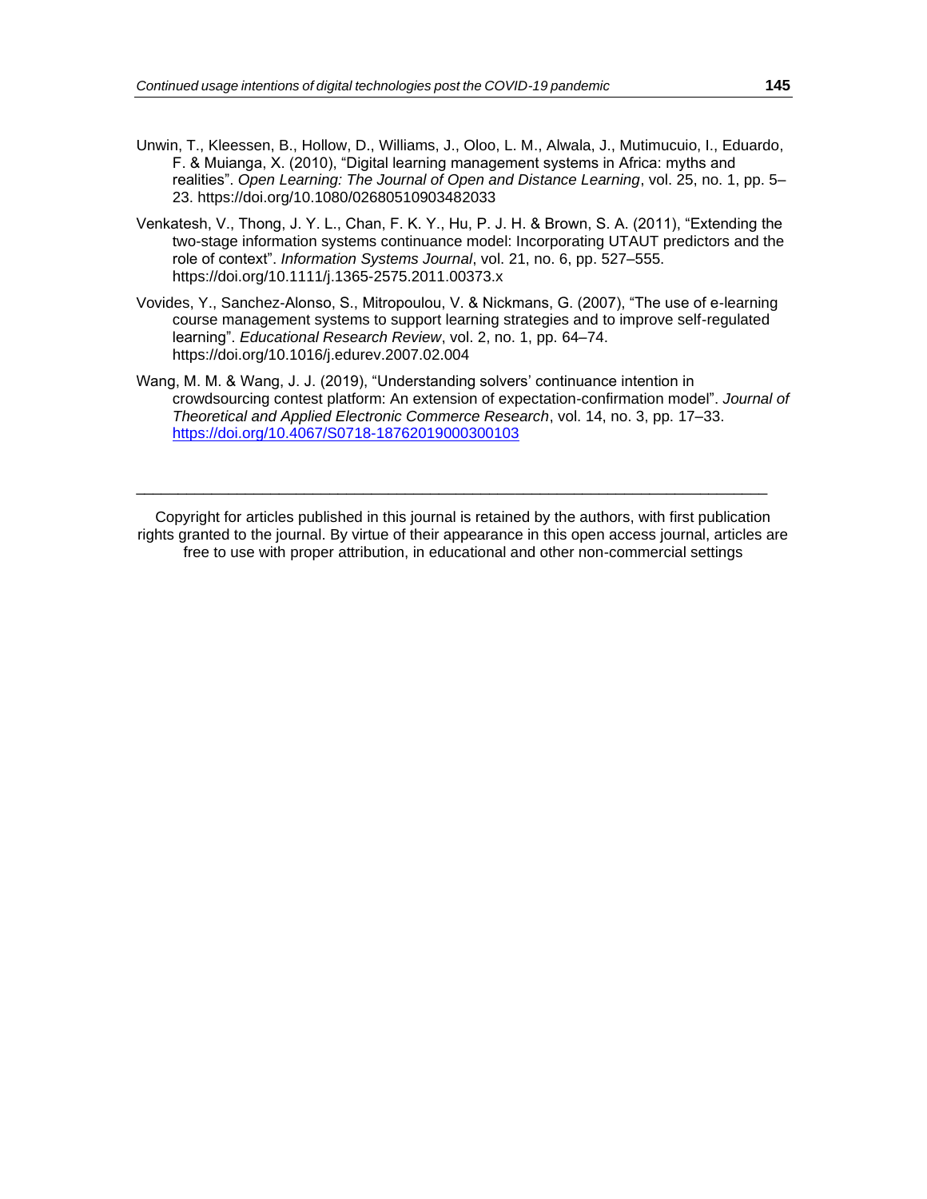Unwin, T., Kleessen, B., Hollow, D., Williams, J., Oloo, L. M., Alwala, J., Mutimucuio, I., Eduardo, F. & Muianga, X. (2010), "Digital learning management systems in Africa: myths and realities". *Open Learning: The Journal of Open and Distance Learning*, vol. 25, no. 1, pp. 5–23. https://doi.org/10.1080/02680510903482033

Venkatesh, V., Thong, J. Y. L., Chan, F. K. Y., Hu, P. J. H. & Brown, S. A. (2011), "Extending the two-stage information systems continuance model: Incorporating UTAUT predictors and the role of context". *Information Systems Journal*, vol. 21, no. 6, pp. 527–555. https://doi.org/10.1111/j.1365-2575.2011.00373.x

Vovides, Y., Sanchez-Alonso, S., Mitropoulou, V. & Nickmans, G. (2007), "The use of e-learning course management systems to support learning strategies and to improve self-regulated learning". *Educational Research Review*, vol. 2, no. 1, pp. 64–74. https://doi.org/10.1016/j.edurev.2007.02.004

Wang, M. M. & Wang, J. J. (2019), "Understanding solvers' continuance intention in crowdsourcing contest platform: An extension of expectation-confirmation model". *Journal of Theoretical and Applied Electronic Commerce Research*, vol. 14, no. 3, pp. 17–33. https://doi.org/10.4067/S0718-18762019000300103

---

Copyright for articles published in this journal is retained by the authors, with first publication rights granted to the journal. By virtue of their appearance in this open access journal, articles are free to use with proper attribution, in educational and other non-commercial settings